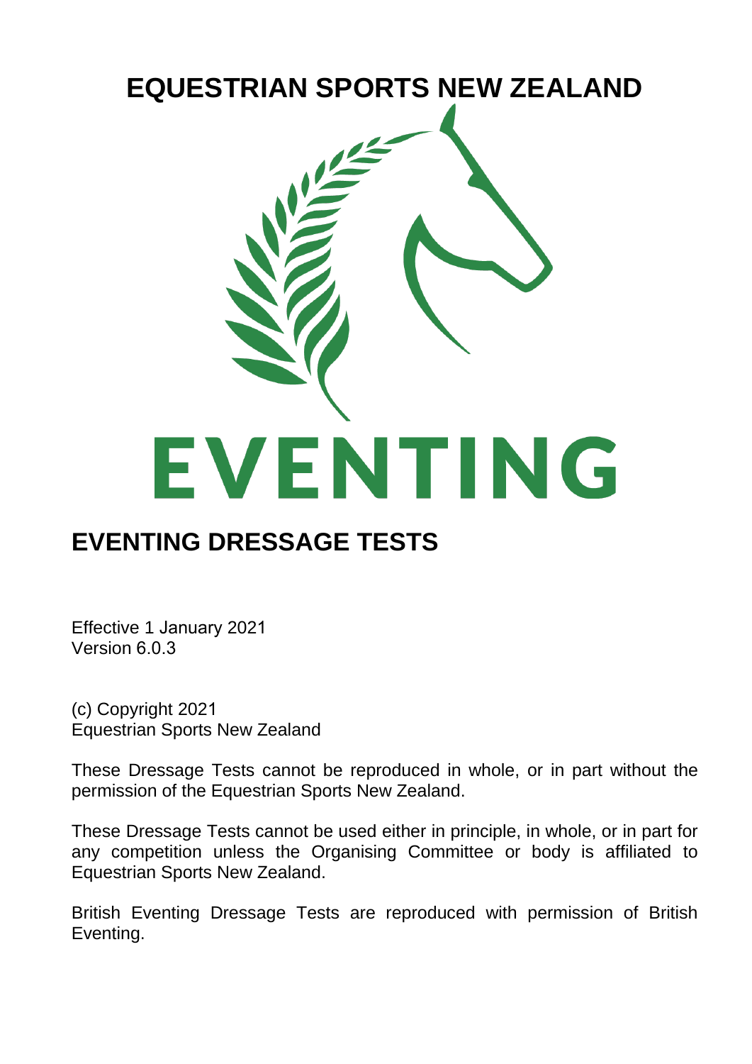# EQUESTRIAN SPORTS NEW ZEALAND

EVENTING

## EVENTING DRESSAGE TESTS

Effective 1 January 2021
Version 6.0.3

(c) Copyright 2021
Equestrian Sports New Zealand

These Dressage Tests cannot be reproduced in whole, or in part without the permission of the Equestrian Sports New Zealand.

These Dressage Tests cannot be used either in principle, in whole, or in part for any competition unless the Organising Committee or body is affiliated to Equestrian Sports New Zealand.

British Eventing Dressage Tests are reproduced with permission of British Eventing.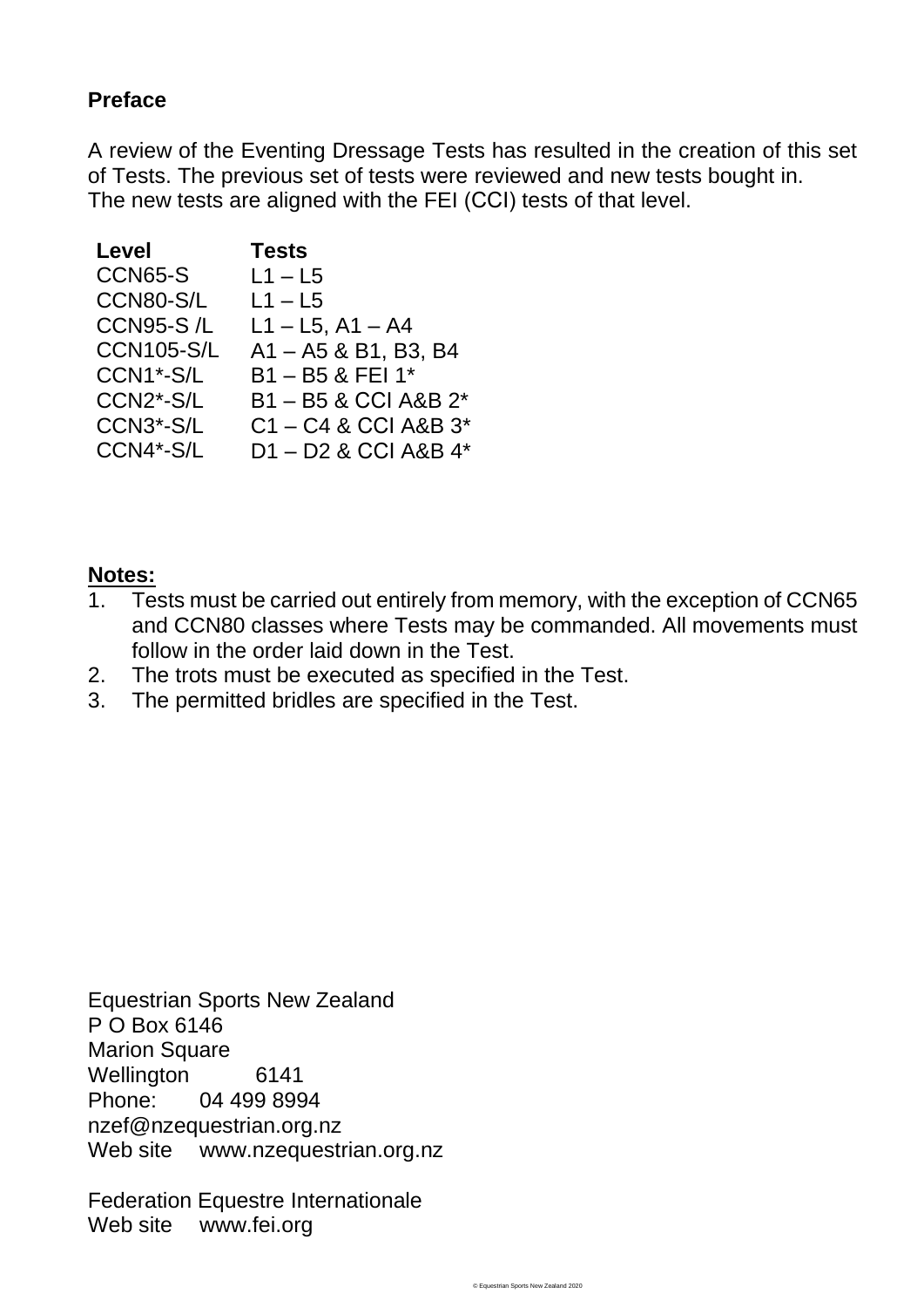## Preface

A review of the Eventing Dressage Tests has resulted in the creation of this set of Tests. The previous set of tests were reviewed and new tests bought in. The new tests are aligned with the FEI (CCI) tests of that level.

| Level | Tests |
|---|---|
| CCN65-S | L1 – L5 |
| CCN80-S/L | L1 – L5 |
| CCN95-S /L | L1 – L5, A1 – A4 |
| CCN105-S/L | A1 – A5 & B1, B3, B4 |
| CCN1*-S/L | B1 – B5 & FEI 1* |
| CCN2*-S/L | B1 – B5 & CCI A&B 2* |
| CCN3*-S/L | C1 – C4 & CCI A&B 3* |
| CCN4*-S/L | D1 – D2 & CCI A&B 4* |

**Notes:**

1. Tests must be carried out entirely from memory, with the exception of CCN65 and CCN80 classes where Tests may be commanded. All movements must follow in the order laid down in the Test.
2. The trots must be executed as specified in the Test.
3. The permitted bridles are specified in the Test.

Equestrian Sports New Zealand
P O Box 6146
Marion Square
Wellington 6141
Phone: 04 499 8994
nzef@nzequestrian.org.nz
Web site www.nzequestrian.org.nz

Federation Equestre Internationale
Web site www.fei.org

© Equestrian Sports New Zealand 2020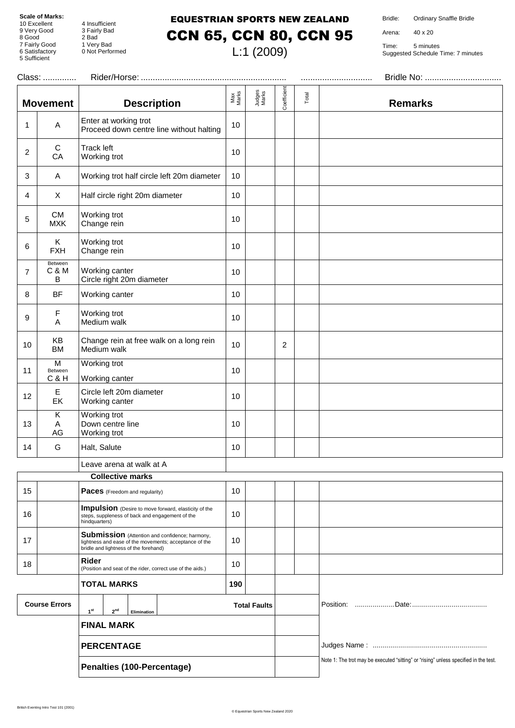**Scale of Marks:**
10 Excellent
9 Very Good
8 Good
7 Fairly Good
6 Satisfactory
5 Sufficient
4 Insufficient
3 Fairly Bad
2 Bad
1 Very Bad
0 Not Performed

# EQUESTRIAN SPORTS NEW ZEALAND

# CCN 65, CCN 80, CCN 95

## L:1 (2009)

Bridle: Ordinary Snaffle Bridle
Arena: 40 x 20
Time: 5 minutes
Suggested Schedule Time: 7 minutes

Class: .............. Rider/Horse: ............................................................. .............................. Bridle No: ................................

| | Movement | Description | Max Marks | Judges Marks | Coefficient | Total | Remarks |
|---|---|---|---|---|---|---|---|
| 1 | A | Enter at working trot<br>Proceed down centre line without halting | 10 | | | | |
| 2 | C<br>CA | Track left<br>Working trot | 10 | | | | |
| 3 | A | Working trot half circle left 20m diameter | 10 | | | | |
| 4 | X | Half circle right 20m diameter | 10 | | | | |
| 5 | CM<br>MXK | Working trot<br>Change rein | 10 | | | | |
| 6 | K<br>FXH | Working trot<br>Change rein | 10 | | | | |
| 7 | Between C & M<br>B | Working canter<br>Circle right 20m diameter | 10 | | | | |
| 8 | BF | Working canter | 10 | | | | |
| 9 | F<br>A | Working trot<br>Medium walk | 10 | | | | |
| 10 | KB<br>BM | Change rein at free walk on a long rein<br>Medium walk | 10 | | 2 | | |
| 11 | M<br>Between C & H | Working trot<br>Working canter | 10 | | | | |
| 12 | E<br>EK | Circle left 20m diameter<br>Working canter | 10 | | | | |
| 13 | K<br>A<br>AG | Working trot<br>Down centre line<br>Working trot | 10 | | | | |
| 14 | G | Halt, Salute | 10 | | | | |
| | | Leave arena at walk at A | | | | | |
| | | **Collective marks** | | | | | |
| 15 | | **Paces** (Freedom and regularity) | 10 | | | | |
| 16 | | **Impulsion** (Desire to move forward, elasticity of the steps, suppleness of back and engagement of the hindquarters) | 10 | | | | |
| 17 | | **Submission** (Attention and confidence; harmony, lightness and ease of the movements; acceptance of the bridle and lightness of the forehand) | 10 | | | | |
| 18 | | **Rider** (Position and seat of the rider, correct use of the aids.) | 10 | | | | |
| | | **TOTAL MARKS** | 190 | | | | |

| Course Errors | 1st | 2nd | Elimination | Total Faults | |
|---|---|---|---|---|---|
| | **FINAL MARK** | | | | |
| | **PERCENTAGE** | | | | |
| | **Penalties (100-Percentage)** | | | | |

Position: ....................Date:......................................

Judges Name : .........................................................

Note 1: The trot may be executed "sitting" or "rising" unless specified in the test.

British Eventing Intro Test 101 (2001)

© Equestrian Sports New Zealand 2020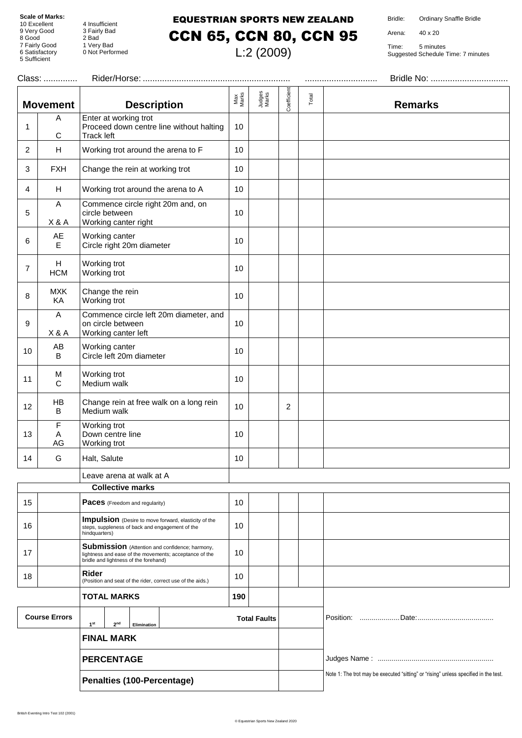**Scale of Marks:**
10 Excellent
9 Very Good
8 Good
7 Fairly Good
6 Satisfactory
5 Sufficient
4 Insufficient
3 Fairly Bad
2 Bad
1 Very Bad
0 Not Performed

# EQUESTRIAN SPORTS NEW ZEALAND
# CCN 65, CCN 80, CCN 95
## L:2 (2009)

Bridle: Ordinary Snaffle Bridle
Arena: 40 x 20
Time: 5 minutes
Suggested Schedule Time: 7 minutes

Class: .............. Rider/Horse: ............................................................ .............................. Bridle No: ................................

| | Movement | Description | Max Marks | Judges Marks | Coefficient | Total | Remarks |
|---|---|---|---|---|---|---|---|
| 1 | A<br>C | Enter at working trot<br>Proceed down centre line without halting<br>Track left | 10 | | | | |
| 2 | H | Working trot around the arena to F | 10 | | | | |
| 3 | FXH | Change the rein at working trot | 10 | | | | |
| 4 | H | Working trot around the arena to A | 10 | | | | |
| 5 | A<br>X & A | Commence circle right 20m and, on circle between<br>Working canter right | 10 | | | | |
| 6 | AE<br>E | Working canter<br>Circle right 20m diameter | 10 | | | | |
| 7 | H<br>HCM | Working trot<br>Working trot | 10 | | | | |
| 8 | MXK<br>KA | Change the rein<br>Working trot | 10 | | | | |
| 9 | A<br>X & A | Commence circle left 20m diameter, and on circle between<br>Working canter left | 10 | | | | |
| 10 | AB<br>B | Working canter<br>Circle left 20m diameter | 10 | | | | |
| 11 | M<br>C | Working trot<br>Medium walk | 10 | | | | |
| 12 | HB<br>B | Change rein at free walk on a long rein<br>Medium walk | 10 | | 2 | | |
| 13 | F<br>A<br>AG | Working trot<br>Down centre line<br>Working trot | 10 | | | | |
| 14 | G | Halt, Salute | 10 | | | | |
| | | Leave arena at walk at A | | | | | |
| | | **Collective marks** | | | | | |
| 15 | | **Paces** (Freedom and regularity) | 10 | | | | |
| 16 | | **Impulsion** (Desire to move forward, elasticity of the steps, suppleness of back and engagement of the hindquarters) | 10 | | | | |
| 17 | | **Submission** (Attention and confidence; harmony, lightness and ease of the movements; acceptance of the bridle and lightness of the forehand) | 10 | | | | |
| 18 | | **Rider** (Position and seat of the rider, correct use of the aids.) | 10 | | | | |
| | | **TOTAL MARKS** | 190 | | | | |

| Course Errors | 1st | 2nd | Elimination | Total Faults | | Position: ....................Date:..................................... |
|---|---|---|---|---|---|---|

**FINAL MARK**

**PERCENTAGE**

Judges Name : .........................................................

**Penalties (100-Percentage)**

Note 1: The trot may be executed "sitting" or "rising" unless specified in the test.

British Eventing Intro Test 102 (2001)

© Equestrian Sports New Zealand 2020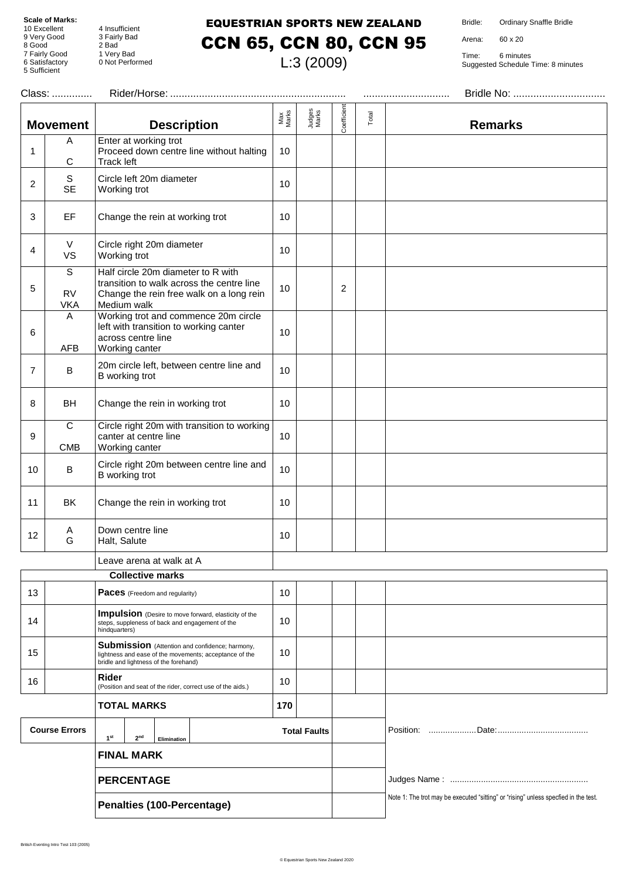**Scale of Marks:**
10 Excellent
9 Very Good
8 Good
7 Fairly Good
6 Satisfactory
5 Sufficient
4 Insufficient
3 Fairly Bad
2 Bad
1 Very Bad
0 Not Performed

# EQUESTRIAN SPORTS NEW ZEALAND
# CCN 65, CCN 80, CCN 95
## L:3 (2009)

Bridle: Ordinary Snaffle Bridle
Arena: 60 x 20
Time: 6 minutes
Suggested Schedule Time: 8 minutes

Class: .............. Rider/Horse: ............................................................ .............................. Bridle No: ................................

| | Movement | Description | Max Marks | Judges Marks | Coefficient | Total | Remarks |
|---|---|---|---|---|---|---|---|
| 1 | A<br>C | Enter at working trot<br>Proceed down centre line without halting<br>Track left | 10 | | | | |
| 2 | S<br>SE | Circle left 20m diameter<br>Working trot | 10 | | | | |
| 3 | EF | Change the rein at working trot | 10 | | | | |
| 4 | V<br>VS | Circle right 20m diameter<br>Working trot | 10 | | | | |
| 5 | S<br>RV<br>VKA | Half circle 20m diameter to R with transition to walk across the centre line<br>Change the rein free walk on a long rein<br>Medium walk | 10 | | 2 | | |
| 6 | A<br>AFB | Working trot and commence 20m circle left with transition to working canter across centre line<br>Working canter | 10 | | | | |
| 7 | B | 20m circle left, between centre line and B working trot | 10 | | | | |
| 8 | BH | Change the rein in working trot | 10 | | | | |
| 9 | C<br>CMB | Circle right 20m with transition to working canter at centre line<br>Working canter | 10 | | | | |
| 10 | B | Circle right 20m between centre line and B working trot | 10 | | | | |
| 11 | BK | Change the rein in working trot | 10 | | | | |
| 12 | A<br>G | Down centre line<br>Halt, Salute | 10 | | | | |
| | | Leave arena at walk at A | | | | | |
| | | **Collective marks** | | | | | |
| 13 | | **Paces** (Freedom and regularity) | 10 | | | | |
| 14 | | **Impulsion** (Desire to move forward, elasticity of the steps, suppleness of back and engagement of the hindquarters) | 10 | | | | |
| 15 | | **Submission** (Attention and confidence; harmony, lightness and ease of the movements; acceptance of the bridle and lightness of the forehand) | 10 | | | | |
| 16 | | **Rider** (Position and seat of the rider, correct use of the aids.) | 10 | | | | |
| | | **TOTAL MARKS** | 170 | | | | |

| Course Errors | 1st | 2nd | Elimination | Total Faults | |
|---|---|---|---|---|---|
| | **FINAL MARK** | | | | |
| | **PERCENTAGE** | | | | |
| | **Penalties (100-Percentage)** | | | | |

Position: ....................Date:.....................................

Judges Name : .........................................................

Note 1: The trot may be executed "sitting" or "rising" unless specfied in the test.

British Eventing Intro Test 103 (2005)

© Equestrian Sports New Zealand 2020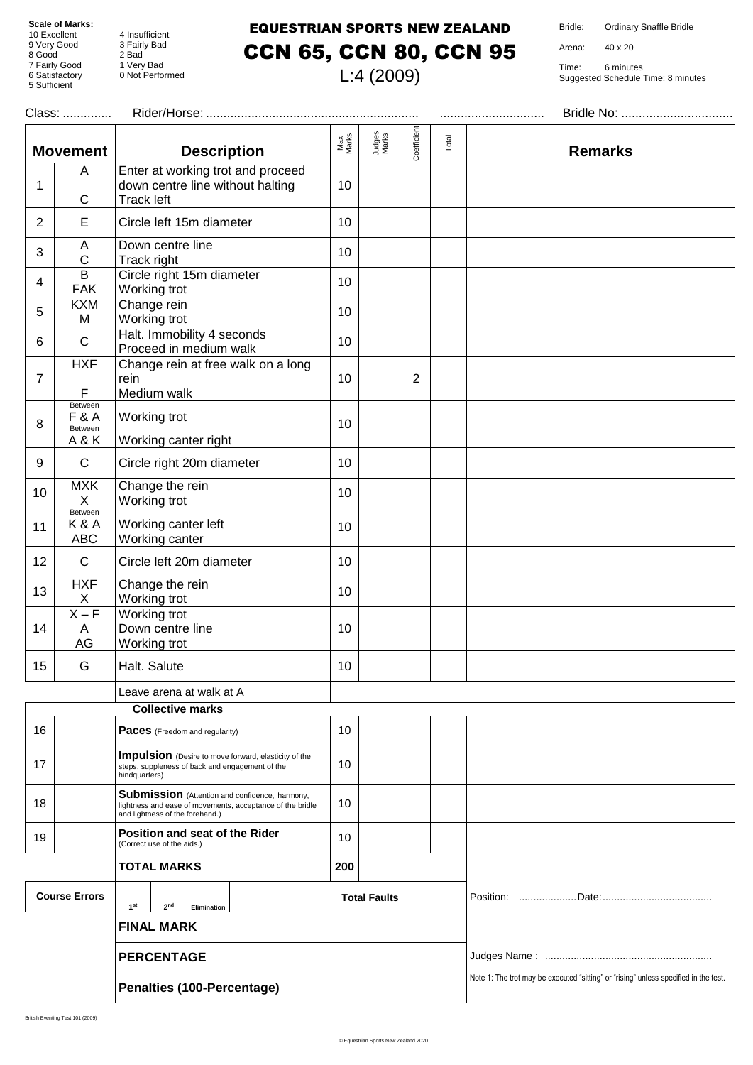**Scale of Marks:**
10 Excellent
9 Very Good
8 Good
7 Fairly Good
6 Satisfactory
5 Sufficient
4 Insufficient
3 Fairly Bad
2 Bad
1 Very Bad
0 Not Performed

# EQUESTRIAN SPORTS NEW ZEALAND

# CCN 65, CCN 80, CCN 95

## L:4 (2009)

Bridle: Ordinary Snaffle Bridle
Arena: 40 x 20
Time: 6 minutes
Suggested Schedule Time: 8 minutes

Class: .............. Rider/Horse: ............................................................ .............................. Bridle No: ................................

| | Movement | Description | Max Marks | Judges Marks | Coefficient | Total | Remarks |
|---|---|---|---|---|---|---|---|
| 1 | A<br>C | Enter at working trot and proceed down centre line without halting<br>Track left | 10 | | | | |
| 2 | E | Circle left 15m diameter | 10 | | | | |
| 3 | A<br>C | Down centre line<br>Track right | 10 | | | | |
| 4 | B<br>FAK | Circle right 15m diameter<br>Working trot | 10 | | | | |
| 5 | KXM<br>M | Change rein<br>Working trot | 10 | | | | |
| 6 | C | Halt. Immobility 4 seconds<br>Proceed in medium walk | 10 | | | | |
| 7 | HXF<br>F | Change rein at free walk on a long rein<br>Medium walk | 10 | | 2 | | |
| 8 | Between F & A<br>Between A & K | Working trot<br>Working canter right | 10 | | | | |
| 9 | C | Circle right 20m diameter | 10 | | | | |
| 10 | MXK<br>X | Change the rein<br>Working trot | 10 | | | | |
| 11 | Between K & A<br>ABC | Working canter left<br>Working canter | 10 | | | | |
| 12 | C | Circle left 20m diameter | 10 | | | | |
| 13 | HXF<br>X | Change the rein<br>Working trot | 10 | | | | |
| 14 | X – F<br>A<br>AG | Working trot<br>Down centre line<br>Working trot | 10 | | | | |
| 15 | G | Halt. Salute | 10 | | | | |
| | | Leave arena at walk at A | | | | | |
| | | **Collective marks** | | | | | |
| 16 | | **Paces** (Freedom and regularity) | 10 | | | | |
| 17 | | **Impulsion** (Desire to move forward, elasticity of the steps, suppleness of back and engagement of the hindquarters) | 10 | | | | |
| 18 | | **Submission** (Attention and confidence, harmony, lightness and ease of movements, acceptance of the bridle and lightness of the forehand.) | 10 | | | | |
| 19 | | **Position and seat of the Rider** (Correct use of the aids.) | 10 | | | | |
| | | **TOTAL MARKS** | 200 | | | | |

| Course Errors | 1st | 2nd | Elimination | Total Faults | | Position: ....................Date:..................................... |
|---|---|---|---|---|---|---|
| | **FINAL MARK** | | | | | |
| | **PERCENTAGE** | | | | | Judges Name : ......................................................... |
| | **Penalties (100-Percentage)** | | | | | Note 1: The trot may be executed "sitting" or "rising" unless specified in the test. |

British Eventing Test 101 (2009)

© Equestrian Sports New Zealand 2020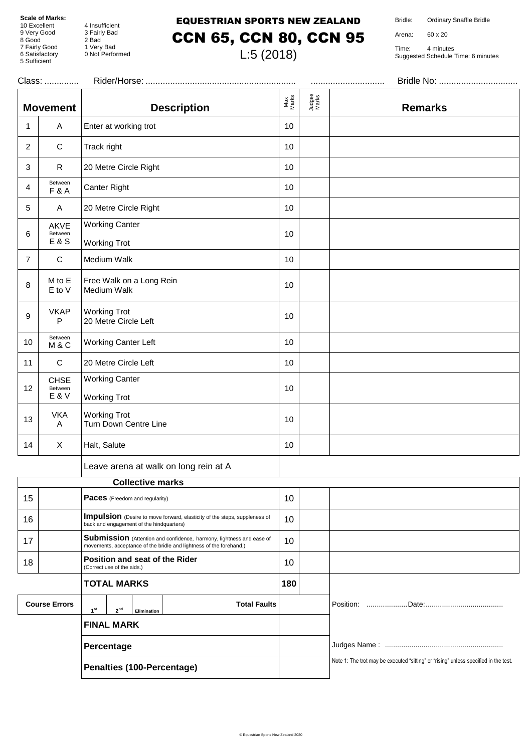**Scale of Marks:**
10 Excellent
9 Very Good
8 Good
7 Fairly Good
6 Satisfactory
5 Sufficient
4 Insufficient
3 Fairly Bad
2 Bad
1 Very Bad
0 Not Performed

# EQUESTRIAN SPORTS NEW ZEALAND
# CCN 65, CCN 80, CCN 95
## L:5 (2018)

Bridle: Ordinary Snaffle Bridle
Arena: 60 x 20
Time: 4 minutes
Suggested Schedule Time: 6 minutes

Class: .............. Rider/Horse: ............................................................ .............................. Bridle No: ................................

| | Movement | Description | Max Marks | Judges Marks | Remarks |
|---|---|---|---|---|---|
| 1 | A | Enter at working trot | 10 | | |
| 2 | C | Track right | 10 | | |
| 3 | R | 20 Metre Circle Right | 10 | | |
| 4 | Between F & A | Canter Right | 10 | | |
| 5 | A | 20 Metre Circle Right | 10 | | |
| 6 | AKVE Between E & S | Working Canter<br>Working Trot | 10 | | |
| 7 | C | Medium Walk | 10 | | |
| 8 | M to E<br>E to V | Free Walk on a Long Rein<br>Medium Walk | 10 | | |
| 9 | VKAP<br>P | Working Trot<br>20 Metre Circle Left | 10 | | |
| 10 | Between M & C | Working Canter Left | 10 | | |
| 11 | C | 20 Metre Circle Left | 10 | | |
| 12 | CHSE Between E & V | Working Canter<br>Working Trot | 10 | | |
| 13 | VKA<br>A | Working Trot<br>Turn Down Centre Line | 10 | | |
| 14 | X | Halt, Salute | 10 | | |
| | | Leave arena at walk on long rein at A | | | |
| | | **Collective marks** | | | |
| 15 | | **Paces** (Freedom and regularity) | 10 | | |
| 16 | | **Impulsion** (Desire to move forward, elasticity of the steps, suppleness of back and engagement of the hindquarters) | 10 | | |
| 17 | | **Submission** (Attention and confidence, harmony, lightness and ease of movements, acceptance of the bridle and lightness of the forehand.) | 10 | | |
| 18 | | **Position and seat of the Rider** (Correct use of the aids.) | 10 | | |
| | | **TOTAL MARKS** | **180** | | |
| **Course Errors** | | 1st / 2nd / Elimination — **Total Faults** | | | Position: ....................Date:...................................... |
| | | **FINAL MARK** | | | |
| | | **Percentage** | | | Judges Name : ......................................................... |
| | | **Penalties (100-Percentage)** | | | Note 1: The trot may be executed "sitting" or "rising" unless specified in the test. |

© Equestrian Sports New Zealand 2020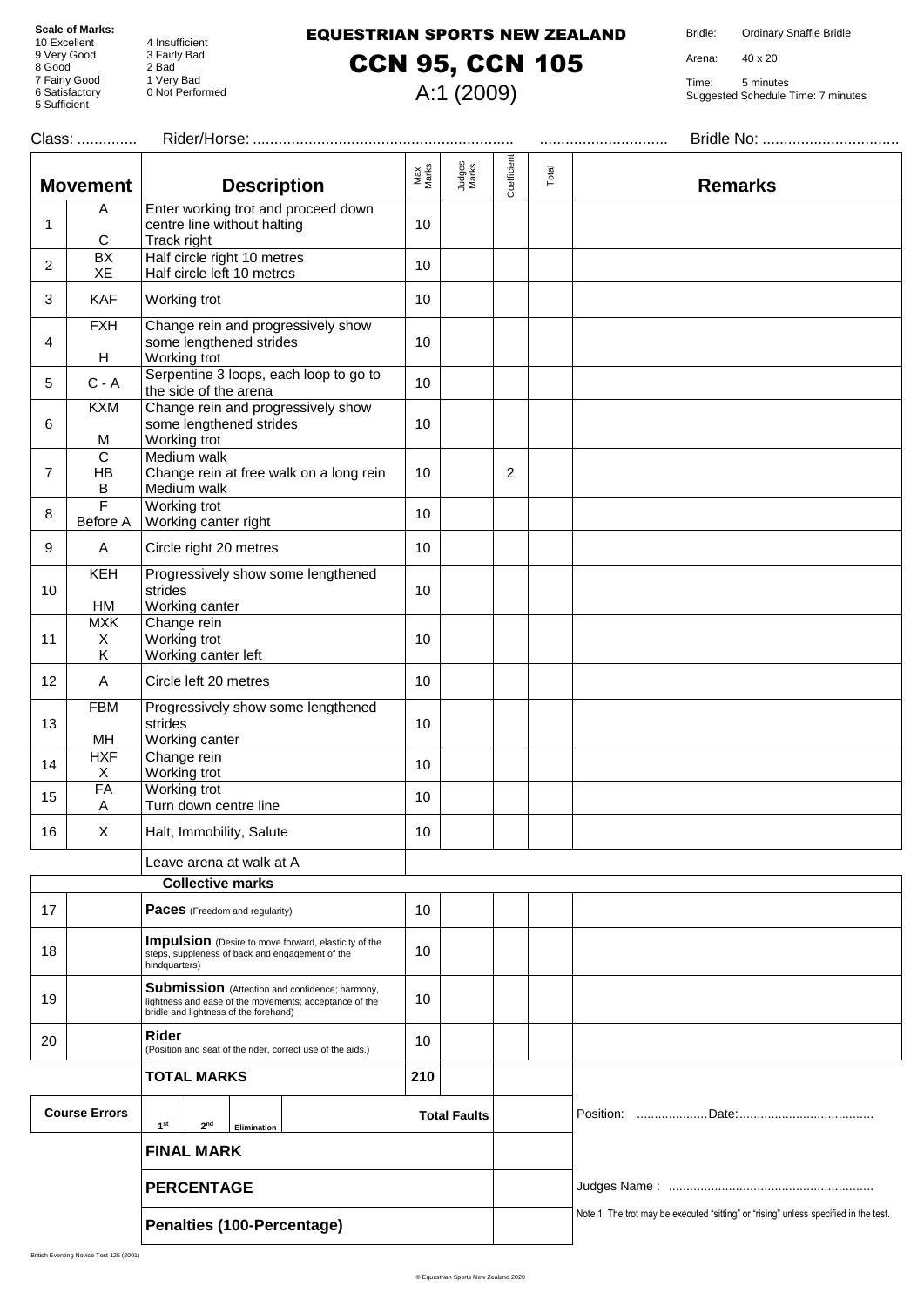**Scale of Marks:**
10 Excellent
9 Very Good
8 Good
7 Fairly Good
6 Satisfactory
5 Sufficient
4 Insufficient
3 Fairly Bad
2 Bad
1 Very Bad
0 Not Performed

# EQUESTRIAN SPORTS NEW ZEALAND
# CCN 95, CCN 105
A:1 (2009)

Bridle: Ordinary Snaffle Bridle
Arena: 40 x 20
Time: 5 minutes
Suggested Schedule Time: 7 minutes

Class: .............. Rider/Horse: ............................................................ .............................. Bridle No: ................................

| | Movement | Description | Max Marks | Judges Marks | Coefficient | Total | Remarks |
|---|---|---|---|---|---|---|---|
| 1 | A<br>C | Enter working trot and proceed down centre line without halting<br>Track right | 10 | | | | |
| 2 | BX<br>XE | Half circle right 10 metres<br>Half circle left 10 metres | 10 | | | | |
| 3 | KAF | Working trot | 10 | | | | |
| 4 | FXH<br>H | Change rein and progressively show some lengthened strides<br>Working trot | 10 | | | | |
| 5 | C - A | Serpentine 3 loops, each loop to go to the side of the arena | 10 | | | | |
| 6 | KXM<br>M | Change rein and progressively show some lengthened strides<br>Working trot | 10 | | | | |
| 7 | C<br>HB<br>B | Medium walk<br>Change rein at free walk on a long rein<br>Medium walk | 10 | | 2 | | |
| 8 | F<br>Before A | Working trot<br>Working canter right | 10 | | | | |
| 9 | A | Circle right 20 metres | 10 | | | | |
| 10 | KEH<br>HM | Progressively show some lengthened strides<br>Working canter | 10 | | | | |
| 11 | MXK<br>X<br>K | Change rein<br>Working trot<br>Working canter left | 10 | | | | |
| 12 | A | Circle left 20 metres | 10 | | | | |
| 13 | FBM<br>MH | Progressively show some lengthened strides<br>Working canter | 10 | | | | |
| 14 | HXF<br>X | Change rein<br>Working trot | 10 | | | | |
| 15 | FA<br>A | Working trot<br>Turn down centre line | 10 | | | | |
| 16 | X | Halt, Immobility, Salute | 10 | | | | |
| | | Leave arena at walk at A | | | | | |
| | | **Collective marks** | | | | | |
| 17 | | **Paces** (Freedom and regularity) | 10 | | | | |
| 18 | | **Impulsion** (Desire to move forward, elasticity of the steps, suppleness of back and engagement of the hindquarters) | 10 | | | | |
| 19 | | **Submission** (Attention and confidence; harmony, lightness and ease of the movements; acceptance of the bridle and lightness of the forehand) | 10 | | | | |
| 20 | | **Rider** (Position and seat of the rider, correct use of the aids.) | 10 | | | | |
| | | **TOTAL MARKS** | 210 | | | | |
| **Course Errors** | | 1st / 2nd / Elimination | | **Total Faults** | | | Position: ....................Date:...................................... |
| | | **FINAL MARK** | | | | | |
| | | **PERCENTAGE** | | | | | Judges Name : ......................................................... |
| | | **Penalties (100-Percentage)** | | | | | Note 1: The trot may be executed "sitting" or "rising" unless specified in the test. |

British Eventing Novice Test 125 (2001)

© Equestrian Sports New Zealand 2020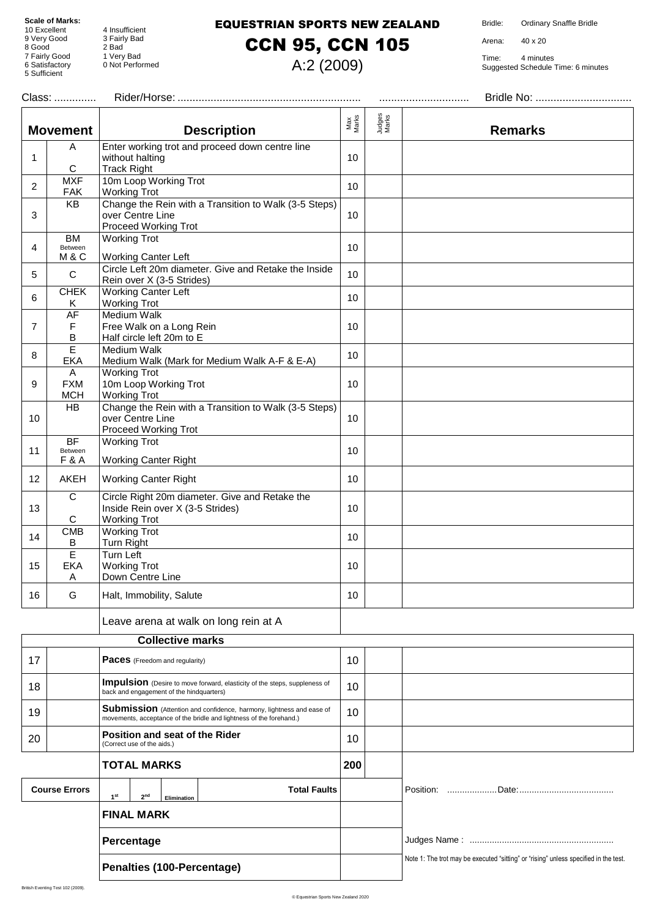**Scale of Marks:**

| | |
|---|---|
| 10 Excellent | 4 Insufficient |
| 9 Very Good | 3 Fairly Bad |
| 8 Good | 2 Bad |
| 7 Fairly Good | 1 Very Bad |
| 6 Satisfactory | 0 Not Performed |
| 5 Sufficient | |

# EQUESTRIAN SPORTS NEW ZEALAND

# CCN 95, CCN 105

## A:2 (2009)

Bridle: Ordinary Snaffle Bridle

Arena: 40 x 20

Time: 4 minutes
Suggested Schedule Time: 6 minutes

Class: .............. Rider/Horse: ............................................................. .............................. Bridle No: ................................

| | Movement | Description | Max Marks | Judges Marks | Remarks |
|---|---|---|---|---|---|
| 1 | A<br>C | Enter working trot and proceed down centre line without halting<br>Track Right | 10 | | |
| 2 | MXF<br>FAK | 10m Loop Working Trot<br>Working Trot | 10 | | |
| 3 | KB | Change the Rein with a Transition to Walk (3-5 Steps) over Centre Line<br>Proceed Working Trot | 10 | | |
| 4 | BM<br>Between M & C | Working Trot<br>Working Canter Left | 10 | | |
| 5 | C | Circle Left 20m diameter. Give and Retake the Inside Rein over X (3-5 Strides) | 10 | | |
| 6 | CHEK<br>K | Working Canter Left<br>Working Trot | 10 | | |
| 7 | AF<br>F<br>B | Medium Walk<br>Free Walk on a Long Rein<br>Half circle left 20m to E | 10 | | |
| 8 | E<br>EKA | Medium Walk<br>Medium Walk (Mark for Medium Walk A-F & E-A) | 10 | | |
| 9 | A<br>FXM<br>MCH | Working Trot<br>10m Loop Working Trot<br>Working Trot | 10 | | |
| 10 | HB | Change the Rein with a Transition to Walk (3-5 Steps) over Centre Line<br>Proceed Working Trot | 10 | | |
| 11 | BF<br>Between F & A | Working Trot<br>Working Canter Right | 10 | | |
| 12 | AKEH | Working Canter Right | 10 | | |
| 13 | C<br>C | Circle Right 20m diameter. Give and Retake the Inside Rein over X (3-5 Strides)<br>Working Trot | 10 | | |
| 14 | CMB<br>B | Working Trot<br>Turn Right | 10 | | |
| 15 | E<br>EKA<br>A | Turn Left<br>Working Trot<br>Down Centre Line | 10 | | |
| 16 | G | Halt, Immobility, Salute | 10 | | |
| | | Leave arena at walk on long rein at A | | | |
| | | **Collective marks** | | | |
| 17 | | **Paces** (Freedom and regularity) | 10 | | |
| 18 | | **Impulsion** (Desire to move forward, elasticity of the steps, suppleness of back and engagement of the hindquarters) | 10 | | |
| 19 | | **Submission** (Attention and confidence, harmony, lightness and ease of movements, acceptance of the bridle and lightness of the forehand.) | 10 | | |
| 20 | | **Position and seat of the Rider** (Correct use of the aids.) | 10 | | |
| | | **TOTAL MARKS** | 200 | | |

| Course Errors | 1st | 2nd | Elimination | Total Faults | | Position: ....................Date:...................................... |
|---|---|---|---|---|---|---|
| | **FINAL MARK** | | | | | |
| | **Percentage** | | | | | Judges Name : ......................................................... |
| | **Penalties (100-Percentage)** | | | | | Note 1: The trot may be executed "sitting" or "rising" unless specified in the test. |

British Eventing Test 102 (2009).

© Equestrian Sports New Zealand 2020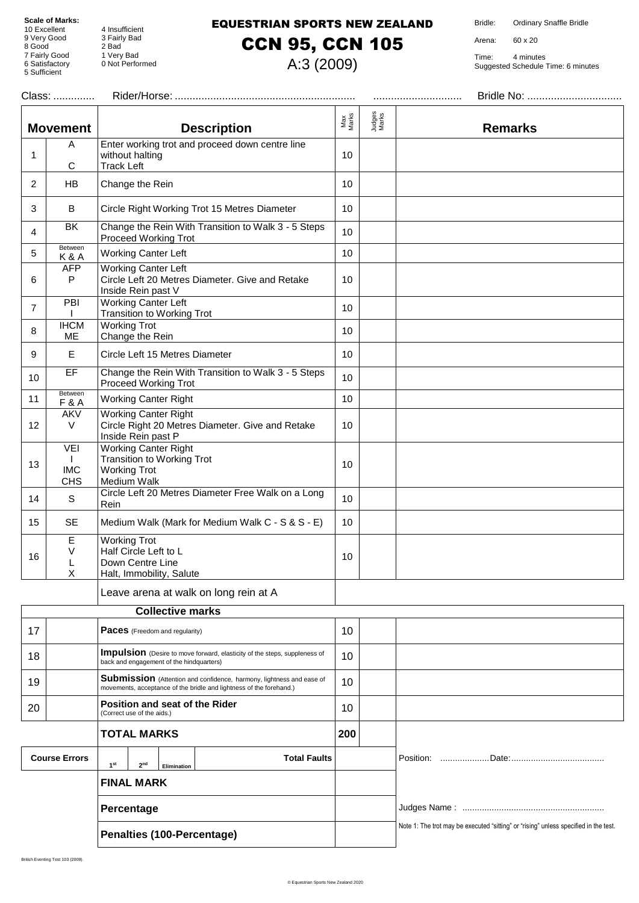**Scale of Marks:**
10 Excellent
9 Very Good
8 Good
7 Fairly Good
6 Satisfactory
5 Sufficient
4 Insufficient
3 Fairly Bad
2 Bad
1 Very Bad
0 Not Performed

# EQUESTRIAN SPORTS NEW ZEALAND

# CCN 95, CCN 105

## A:3 (2009)

Bridle: Ordinary Snaffle Bridle

Arena: 60 x 20

Time: 4 minutes
Suggested Schedule Time: 6 minutes

Class: .............. Rider/Horse: ............................................................ .............................. Bridle No: ................................

| | Movement | Description | Max Marks | Judges Marks | Remarks |
|---|---|---|---|---|---|
| 1 | A<br>C | Enter working trot and proceed down centre line without halting<br>Track Left | 10 | | |
| 2 | HB | Change the Rein | 10 | | |
| 3 | B | Circle Right Working Trot 15 Metres Diameter | 10 | | |
| 4 | BK | Change the Rein With Transition to Walk 3 - 5 Steps Proceed Working Trot | 10 | | |
| 5 | Between K & A | Working Canter Left | 10 | | |
| 6 | AFP<br>P | Working Canter Left<br>Circle Left 20 Metres Diameter. Give and Retake Inside Rein past V | 10 | | |
| 7 | PBI<br>I | Working Canter Left<br>Transition to Working Trot | 10 | | |
| 8 | IHCM<br>ME | Working Trot<br>Change the Rein | 10 | | |
| 9 | E | Circle Left 15 Metres Diameter | 10 | | |
| 10 | EF | Change the Rein With Transition to Walk 3 - 5 Steps Proceed Working Trot | 10 | | |
| 11 | Between F & A | Working Canter Right | 10 | | |
| 12 | AKV<br>V | Working Canter Right<br>Circle Right 20 Metres Diameter. Give and Retake Inside Rein past P | 10 | | |
| 13 | VEI<br>I<br>IMC<br>CHS | Working Canter Right<br>Transition to Working Trot<br>Working Trot<br>Medium Walk | 10 | | |
| 14 | S | Circle Left 20 Metres Diameter Free Walk on a Long Rein | 10 | | |
| 15 | SE | Medium Walk (Mark for Medium Walk C - S & S - E) | 10 | | |
| 16 | E<br>V<br>L<br>X | Working Trot<br>Half Circle Left to L<br>Down Centre Line<br>Halt, Immobility, Salute | 10 | | |
| | | Leave arena at walk on long rein at A | | | |

| | Collective marks | Max Marks | Judges Marks | Remarks |
|---|---|---|---|---|
| 17 | **Paces** (Freedom and regularity) | 10 | | |
| 18 | **Impulsion** (Desire to move forward, elasticity of the steps, suppleness of back and engagement of the hindquarters) | 10 | | |
| 19 | **Submission** (Attention and confidence, harmony, lightness and ease of movements, acceptance of the bridle and lightness of the forehand.) | 10 | | |
| 20 | **Position and seat of the Rider** (Correct use of the aids.) | 10 | | |
| | **TOTAL MARKS** | 200 | | |

| Course Errors | 1st | 2nd | Elimination | Total Faults | | Position: ....................Date:..................................... |
|---|---|---|---|---|---|---|
| | **FINAL MARK** | | | | | |
| | **Percentage** | | | | | Judges Name : ......................................................... |
| | **Penalties (100-Percentage)** | | | | | Note 1: The trot may be executed "sitting" or "rising" unless specified in the test. |

British Eventing Test 103 (2009).

© Equestrian Sports New Zealand 2020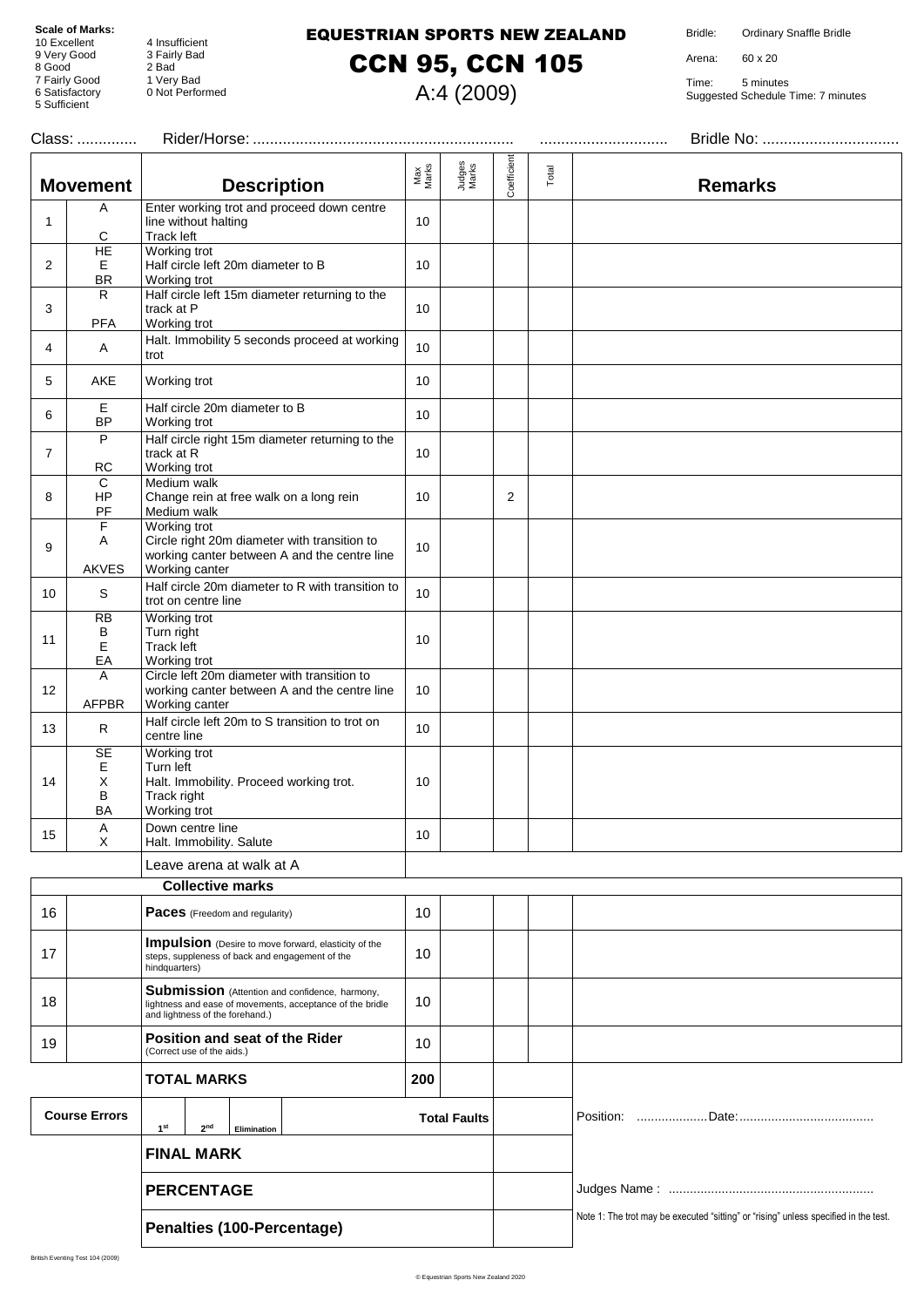**Scale of Marks:**
10 Excellent
9 Very Good
8 Good
7 Fairly Good
6 Satisfactory
5 Sufficient
4 Insufficient
3 Fairly Bad
2 Bad
1 Very Bad
0 Not Performed

# EQUESTRIAN SPORTS NEW ZEALAND

# CCN 95, CCN 105

## A:4 (2009)

Bridle: Ordinary Snaffle Bridle
Arena: 60 x 20
Time: 5 minutes
Suggested Schedule Time: 7 minutes

Class: .............. Rider/Horse: ............................................................ .............................. Bridle No: ................................

| Movement | | Description | Max Marks | Judges Marks | Coefficient | Total | Remarks |
|---|---|---|---|---|---|---|---|
| 1 | A<br>C | Enter working trot and proceed down centre line without halting<br>Track left | 10 | | | | |
| 2 | HE<br>E<br>BR | Working trot<br>Half circle left 20m diameter to B<br>Working trot | 10 | | | | |
| 3 | R<br>PFA | Half circle left 15m diameter returning to the track at P<br>Working trot | 10 | | | | |
| 4 | A | Halt. Immobility 5 seconds proceed at working trot | 10 | | | | |
| 5 | AKE | Working trot | 10 | | | | |
| 6 | E<br>BP | Half circle 20m diameter to B<br>Working trot | 10 | | | | |
| 7 | P<br>RC | Half circle right 15m diameter returning to the track at R<br>Working trot | 10 | | | | |
| 8 | C<br>HP<br>PF | Medium walk<br>Change rein at free walk on a long rein<br>Medium walk | 10 | | 2 | | |
| 9 | F<br>A<br>AKVES | Working trot<br>Circle right 20m diameter with transition to working canter between A and the centre line<br>Working canter | 10 | | | | |
| 10 | S | Half circle 20m diameter to R with transition to trot on centre line | 10 | | | | |
| 11 | RB<br>B<br>E<br>EA | Working trot<br>Turn right<br>Track left<br>Working trot | 10 | | | | |
| 12 | A<br>AFPBR | Circle left 20m diameter with transition to working canter between A and the centre line<br>Working canter | 10 | | | | |
| 13 | R | Half circle left 20m to S transition to trot on centre line | 10 | | | | |
| 14 | SE<br>E<br>X<br>B<br>BA | Working trot<br>Turn left<br>Halt. Immobility. Proceed working trot.<br>Track right<br>Working trot | 10 | | | | |
| 15 | A<br>X | Down centre line<br>Halt. Immobility. Salute | 10 | | | | |
| | | Leave arena at walk at A | | | | | |
| | | **Collective marks** | | | | | |
| 16 | | **Paces** (Freedom and regularity) | 10 | | | | |
| 17 | | **Impulsion** (Desire to move forward, elasticity of the steps, suppleness of back and engagement of the hindquarters) | 10 | | | | |
| 18 | | **Submission** (Attention and confidence, harmony, lightness and ease of movements, acceptance of the bridle and lightness of the forehand.) | 10 | | | | |
| 19 | | **Position and seat of the Rider** (Correct use of the aids.) | 10 | | | | |
| | | **TOTAL MARKS** | 200 | | | | |
| **Course Errors** | | 1st 2nd Elimination | | **Total Faults** | | | Position: ....................Date:...................................... |
| | | **FINAL MARK** | | | | | |
| | | **PERCENTAGE** | | | | | Judges Name : ......................................................... |
| | | **Penalties (100-Percentage)** | | | | | Note 1: The trot may be executed "sitting" or "rising" unless specified in the test. |

British Eventing Test 104 (2009)

© Equestrian Sports New Zealand 2020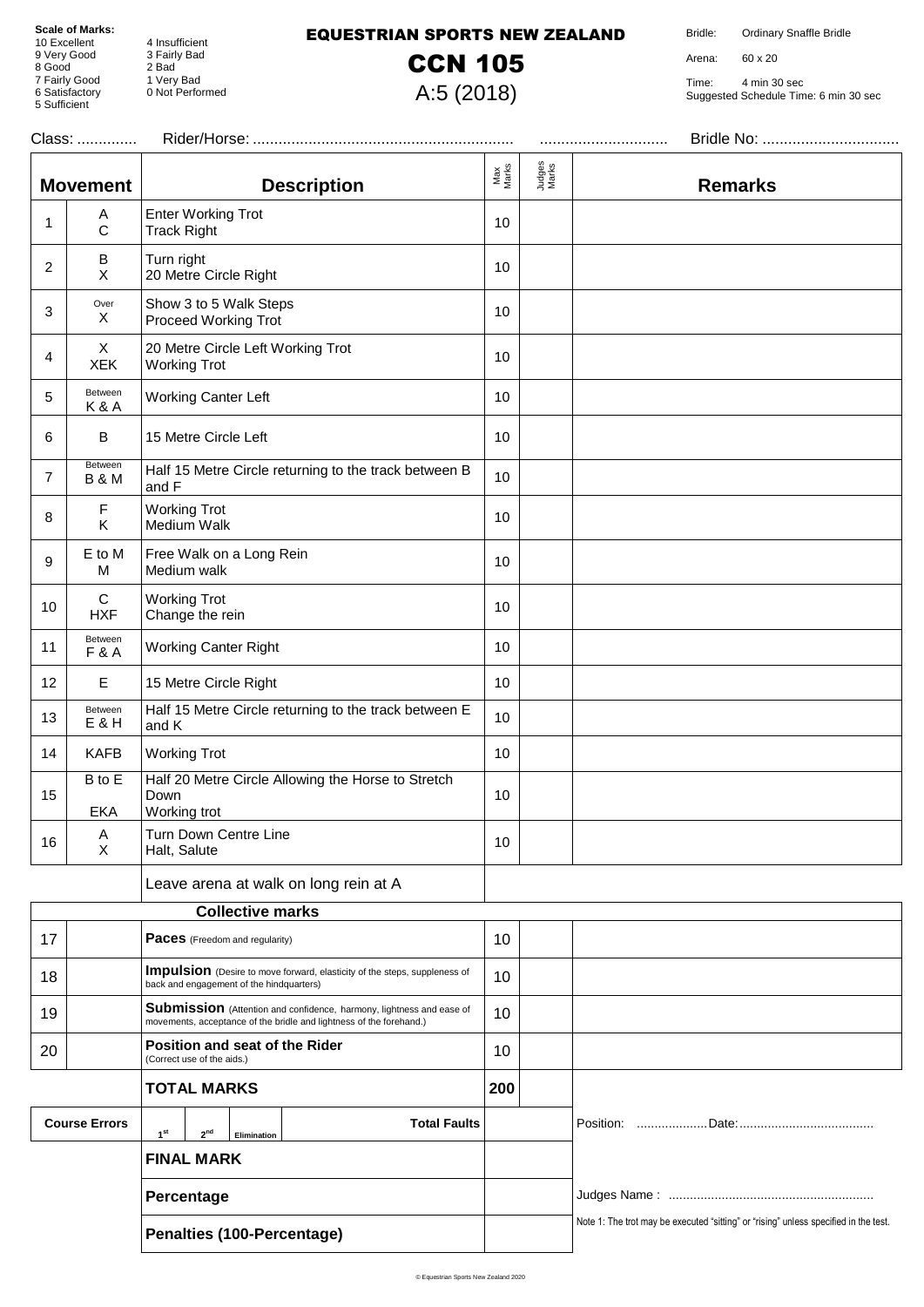**Scale of Marks:**
10 Excellent
9 Very Good
8 Good
7 Fairly Good
6 Satisfactory
5 Sufficient
4 Insufficient
3 Fairly Bad
2 Bad
1 Very Bad
0 Not Performed

# EQUESTRIAN SPORTS NEW ZEALAND

## CCN 105

A:5 (2018)

Bridle: Ordinary Snaffle Bridle
Arena: 60 x 20
Time: 4 min 30 sec
Suggested Schedule Time: 6 min 30 sec

Class: .............. Rider/Horse: ............................................................ .............................. Bridle No: ................................

| | Movement | Description | Max Marks | Judges Marks | Remarks |
|---|---|---|---|---|---|
| 1 | A<br>C | Enter Working Trot<br>Track Right | 10 | | |
| 2 | B<br>X | Turn right<br>20 Metre Circle Right | 10 | | |
| 3 | Over<br>X | Show 3 to 5 Walk Steps<br>Proceed Working Trot | 10 | | |
| 4 | X<br>XEK | 20 Metre Circle Left Working Trot<br>Working Trot | 10 | | |
| 5 | Between K & A | Working Canter Left | 10 | | |
| 6 | B | 15 Metre Circle Left | 10 | | |
| 7 | Between B & M | Half 15 Metre Circle returning to the track between B and F | 10 | | |
| 8 | F<br>K | Working Trot<br>Medium Walk | 10 | | |
| 9 | E to M<br>M | Free Walk on a Long Rein<br>Medium walk | 10 | | |
| 10 | C<br>HXF | Working Trot<br>Change the rein | 10 | | |
| 11 | Between F & A | Working Canter Right | 10 | | |
| 12 | E | 15 Metre Circle Right | 10 | | |
| 13 | Between E & H | Half 15 Metre Circle returning to the track between E and K | 10 | | |
| 14 | KAFB | Working Trot | 10 | | |
| 15 | B to E<br>EKA | Half 20 Metre Circle Allowing the Horse to Stretch Down<br>Working trot | 10 | | |
| 16 | A<br>X | Turn Down Centre Line<br>Halt, Salute | 10 | | |
| | | Leave arena at walk on long rein at A | | | |
| | | **Collective marks** | | | |
| 17 | | **Paces** (Freedom and regularity) | 10 | | |
| 18 | | **Impulsion** (Desire to move forward, elasticity of the steps, suppleness of back and engagement of the hindquarters) | 10 | | |
| 19 | | **Submission** (Attention and confidence, harmony, lightness and ease of movements, acceptance of the bridle and lightness of the forehand.) | 10 | | |
| 20 | | **Position and seat of the Rider** (Correct use of the aids.) | 10 | | |
| | | **TOTAL MARKS** | 200 | | |
| **Course Errors** | | 1st / 2nd / Elimination — **Total Faults** | | | Position: ....................Date:...................................... |
| | | **FINAL MARK** | | | |
| | | **Percentage** | | | Judges Name : ......................................................... |
| | | **Penalties (100-Percentage)** | | | Note 1: The trot may be executed "sitting" or "rising" unless specified in the test. |

© Equestrian Sports New Zealand 2020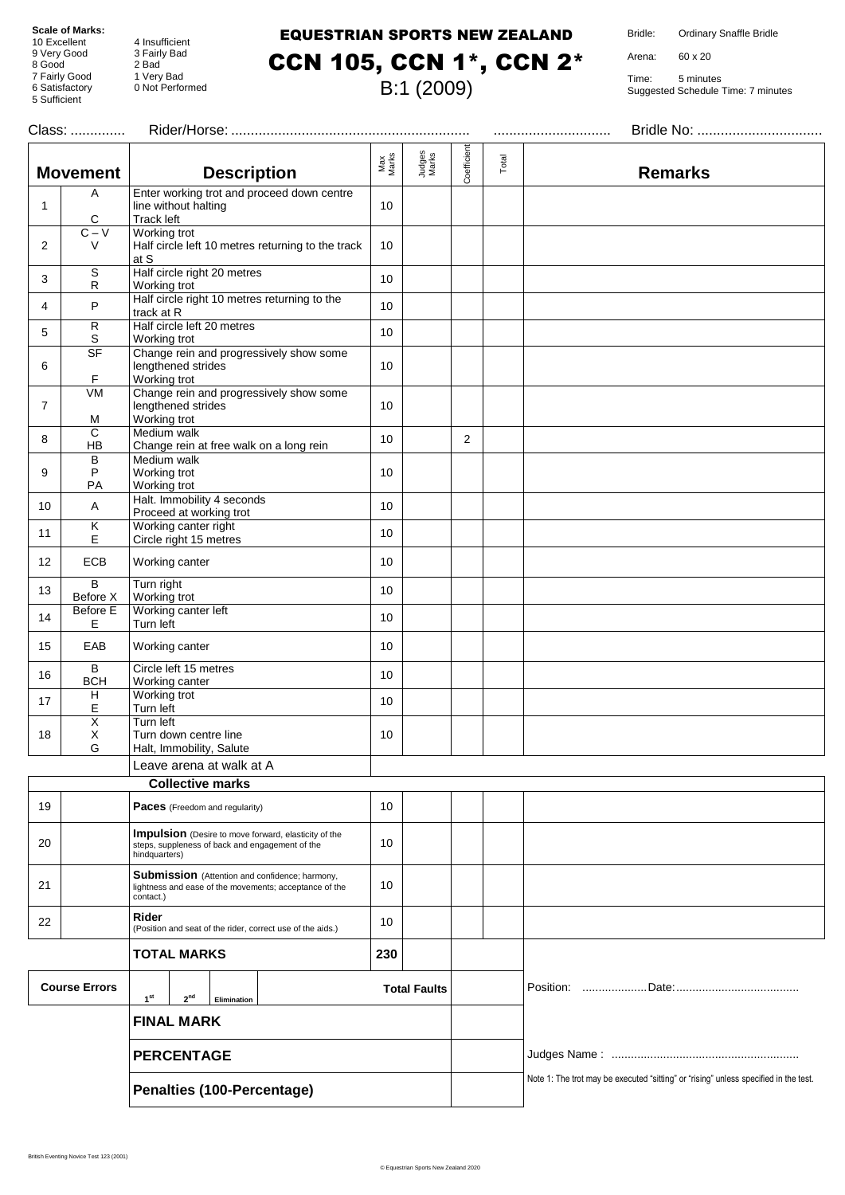**Scale of Marks:**
10 Excellent
9 Very Good
8 Good
7 Fairly Good
6 Satisfactory
5 Sufficient
4 Insufficient
3 Fairly Bad
2 Bad
1 Very Bad
0 Not Performed

# EQUESTRIAN SPORTS NEW ZEALAND
# CCN 105, CCN 1*, CCN 2*
## B:1 (2009)

Bridle: Ordinary Snaffle Bridle
Arena: 60 x 20
Time: 5 minutes
Suggested Schedule Time: 7 minutes

Class: .............. Rider/Horse: ............................................................ .............................. Bridle No: ................................

| Movement | | Description | Max Marks | Judges Marks | Coefficient | Total | Remarks |
|---|---|---|---|---|---|---|---|
| 1 | A<br>C | Enter working trot and proceed down centre line without halting<br>Track left | 10 | | | | |
| 2 | C – V<br>V | Working trot<br>Half circle left 10 metres returning to the track at S | 10 | | | | |
| 3 | S<br>R | Half circle right 20 metres<br>Working trot | 10 | | | | |
| 4 | P | Half circle right 10 metres returning to the track at R | 10 | | | | |
| 5 | R<br>S | Half circle left 20 metres<br>Working trot | 10 | | | | |
| 6 | SF<br>F | Change rein and progressively show some lengthened strides<br>Working trot | 10 | | | | |
| 7 | VM<br>M | Change rein and progressively show some lengthened strides<br>Working trot | 10 | | | | |
| 8 | C<br>HB | Medium walk<br>Change rein at free walk on a long rein | 10 | | 2 | | |
| 9 | B<br>P<br>PA | Medium walk<br>Working trot<br>Working trot | 10 | | | | |
| 10 | A | Halt. Immobility 4 seconds<br>Proceed at working trot | 10 | | | | |
| 11 | K<br>E | Working canter right<br>Circle right 15 metres | 10 | | | | |
| 12 | ECB | Working canter | 10 | | | | |
| 13 | B<br>Before X | Turn right<br>Working trot | 10 | | | | |
| 14 | Before E<br>E | Working canter left<br>Turn left | 10 | | | | |
| 15 | EAB | Working canter | 10 | | | | |
| 16 | B<br>BCH | Circle left 15 metres<br>Working canter | 10 | | | | |
| 17 | H<br>E | Working trot<br>Turn left | 10 | | | | |
| 18 | X<br>X<br>G | Turn left<br>Turn down centre line<br>Halt, Immobility, Salute | 10 | | | | |
| | | Leave arena at walk at A | | | | | |
| | | **Collective marks** | | | | | |
| 19 | | **Paces** (Freedom and regularity) | 10 | | | | |
| 20 | | **Impulsion** (Desire to move forward, elasticity of the steps, suppleness of back and engagement of the hindquarters) | 10 | | | | |
| 21 | | **Submission** (Attention and confidence; harmony, lightness and ease of the movements; acceptance of the contact.) | 10 | | | | |
| 22 | | **Rider** (Position and seat of the rider, correct use of the aids.) | 10 | | | | |
| | | **TOTAL MARKS** | 230 | | | | |

| Course Errors | 1st | 2nd | Elimination | Total Faults | |
|---|---|---|---|---|---|
| | **FINAL MARK** | | | | |
| | **PERCENTAGE** | | | | |
| | **Penalties (100-Percentage)** | | | | |

Position: ....................Date:......................................

Judges Name : ..........................................................

Note 1: The trot may be executed "sitting" or "rising" unless specified in the test.

British Eventing Novice Test 123 (2001)

© Equestrian Sports New Zealand 2020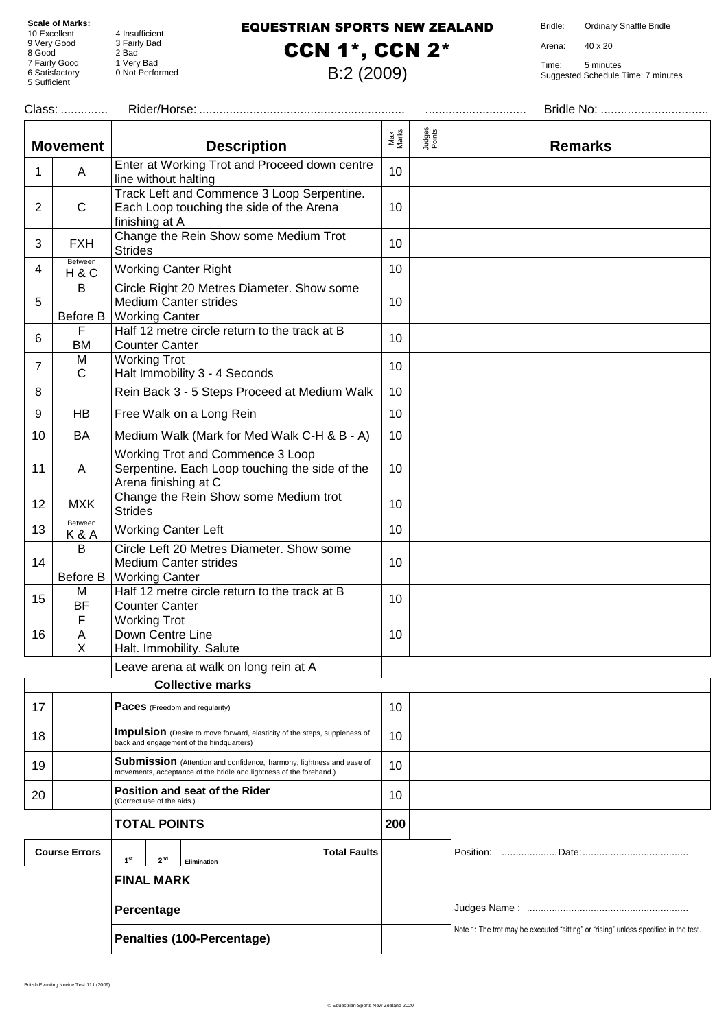**Scale of Marks:**
10 Excellent
9 Very Good
8 Good
7 Fairly Good
6 Satisfactory
5 Sufficient
4 Insufficient
3 Fairly Bad
2 Bad
1 Very Bad
0 Not Performed

# EQUESTRIAN SPORTS NEW ZEALAND

# CCN 1*, CCN 2*

## B:2 (2009)

Bridle: Ordinary Snaffle Bridle
Arena: 40 x 20
Time: 5 minutes
Suggested Schedule Time: 7 minutes

Class: .............. Rider/Horse: ............................................................. .............................. Bridle No: ................................

| | Movement | Description | Max Marks | Judges Points | Remarks |
|---|---|---|---|---|---|
| 1 | A | Enter at Working Trot and Proceed down centre line without halting | 10 | | |
| 2 | C | Track Left and Commence 3 Loop Serpentine. Each Loop touching the side of the Arena finishing at A | 10 | | |
| 3 | FXH | Change the Rein Show some Medium Trot Strides | 10 | | |
| 4 | Between H & C | Working Canter Right | 10 | | |
| 5 | B<br>Before B | Circle Right 20 Metres Diameter. Show some Medium Canter strides<br>Working Canter | 10 | | |
| 6 | F<br>BM | Half 12 metre circle return to the track at B<br>Counter Canter | 10 | | |
| 7 | M<br>C | Working Trot<br>Halt Immobility 3 - 4 Seconds | 10 | | |
| 8 | | Rein Back 3 - 5 Steps Proceed at Medium Walk | 10 | | |
| 9 | HB | Free Walk on a Long Rein | 10 | | |
| 10 | BA | Medium Walk (Mark for Med Walk C-H & B - A) | 10 | | |
| 11 | A | Working Trot and Commence 3 Loop Serpentine. Each Loop touching the side of the Arena finishing at C | 10 | | |
| 12 | MXK | Change the Rein Show some Medium trot Strides | 10 | | |
| 13 | Between K & A | Working Canter Left | 10 | | |
| 14 | B<br>Before B | Circle Left 20 Metres Diameter. Show some Medium Canter strides<br>Working Canter | 10 | | |
| 15 | M<br>BF | Half 12 metre circle return to the track at B<br>Counter Canter | 10 | | |
| 16 | F<br>A<br>X | Working Trot<br>Down Centre Line<br>Halt. Immobility. Salute | 10 | | |
| | | Leave arena at walk on long rein at A | | | |
| | | **Collective marks** | | | |
| 17 | | **Paces** (Freedom and regularity) | 10 | | |
| 18 | | **Impulsion** (Desire to move forward, elasticity of the steps, suppleness of back and engagement of the hindquarters) | 10 | | |
| 19 | | **Submission** (Attention and confidence, harmony, lightness and ease of movements, acceptance of the bridle and lightness of the forehand.) | 10 | | |
| 20 | | **Position and seat of the Rider** (Correct use of the aids.) | 10 | | |
| | | **TOTAL POINTS** | 200 | | |
| | **Course Errors** | 1[st] / 2[nd] / Elimination — **Total Faults** | | | Position: ....................Date:...................................... |
| | | **FINAL MARK** | | | |
| | | **Percentage** | | | Judges Name : ......................................................... |
| | | **Penalties (100-Percentage)** | | | Note 1: The trot may be executed "sitting" or "rising" unless specified in the test. |

British Eventing Novice Test 111 (2009)

© Equestrian Sports New Zealand 2020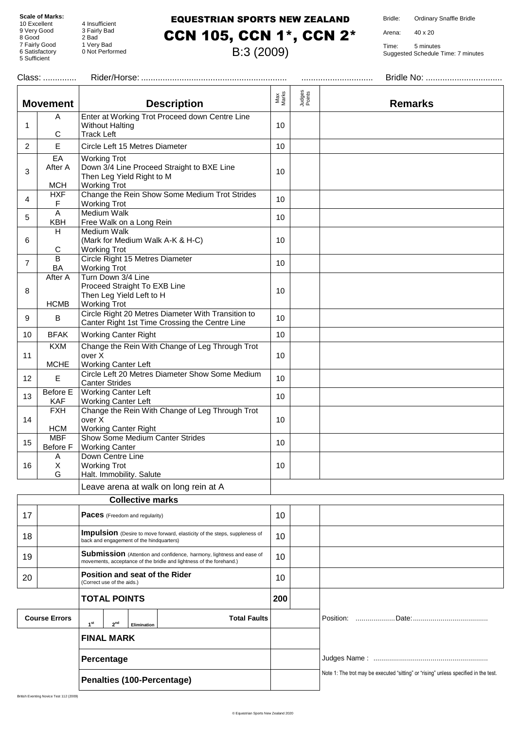**Scale of Marks:**

10 Excellent
9 Very Good
8 Good
7 Fairly Good
6 Satisfactory
5 Sufficient
4 Insufficient
3 Fairly Bad
2 Bad
1 Very Bad
0 Not Performed

# EQUESTRIAN SPORTS NEW ZEALAND

# CCN 105, CCN 1*, CCN 2*

## B:3 (2009)

Bridle: Ordinary Snaffle Bridle
Arena: 40 x 20
Time: 5 minutes
Suggested Schedule Time: 7 minutes

Class: .............. Rider/Horse: ............................................................. .............................. Bridle No: ................................

| | Movement | Description | Max Marks | Judges Points | Remarks |
|---|---|---|---|---|---|
| 1 | A<br>C | Enter at Working Trot Proceed down Centre Line Without Halting<br>Track Left | 10 | | |
| 2 | E | Circle Left 15 Metres Diameter | 10 | | |
| 3 | EA<br>After A<br>MCH | Working Trot<br>Down 3/4 Line Proceed Straight to BXE Line Then Leg Yield Right to M<br>Working Trot | 10 | | |
| 4 | HXF<br>F | Change the Rein Show Some Medium Trot Strides<br>Working Trot | 10 | | |
| 5 | A<br>KBH | Medium Walk<br>Free Walk on a Long Rein | 10 | | |
| 6 | H<br>C | Medium Walk<br>(Mark for Medium Walk A-K & H-C)<br>Working Trot | 10 | | |
| 7 | B<br>BA | Circle Right 15 Metres Diameter<br>Working Trot | 10 | | |
| 8 | After A<br>HCMB | Turn Down 3/4 Line<br>Proceed Straight To EXB Line<br>Then Leg Yield Left to H<br>Working Trot | 10 | | |
| 9 | B | Circle Right 20 Metres Diameter With Transition to Canter Right 1st Time Crossing the Centre Line | 10 | | |
| 10 | BFAK | Working Canter Right | 10 | | |
| 11 | KXM<br>MCHE | Change the Rein With Change of Leg Through Trot over X<br>Working Canter Left | 10 | | |
| 12 | E | Circle Left 20 Metres Diameter Show Some Medium Canter Strides | 10 | | |
| 13 | Before E<br>KAF | Working Canter Left<br>Working Canter Left | 10 | | |
| 14 | FXH<br>HCM | Change the Rein With Change of Leg Through Trot over X<br>Working Canter Right | 10 | | |
| 15 | MBF<br>Before F | Show Some Medium Canter Strides<br>Working Canter | 10 | | |
| 16 | A<br>X<br>G | Down Centre Line<br>Working Trot<br>Halt. Immobility. Salute | 10 | | |
| | | Leave arena at walk on long rein at A | | | |
| | | **Collective marks** | | | |
| 17 | | **Paces** (Freedom and regularity) | 10 | | |
| 18 | | **Impulsion** (Desire to move forward, elasticity of the steps, suppleness of back and engagement of the hindquarters) | 10 | | |
| 19 | | **Submission** (Attention and confidence, harmony, lightness and ease of movements, acceptance of the bridle and lightness of the forehand.) | 10 | | |
| 20 | | **Position and seat of the Rider** (Correct use of the aids.) | 10 | | |
| | | **TOTAL POINTS** | 200 | | |

| Course Errors | 1st | 2nd | Elimination | Total Faults | | |
|---|---|---|---|---|---|---|
| | **FINAL MARK** | | | | | |
| | **Percentage** | | | | | |
| | **Penalties (100-Percentage)** | | | | | |

Position: ....................Date:.....................................

Judges Name : .........................................................

Note 1: The trot may be executed "sitting" or "rising" unless specified in the test.

British Eventing Novice Test 112 (2009)

© Equestrian Sports New Zealand 2020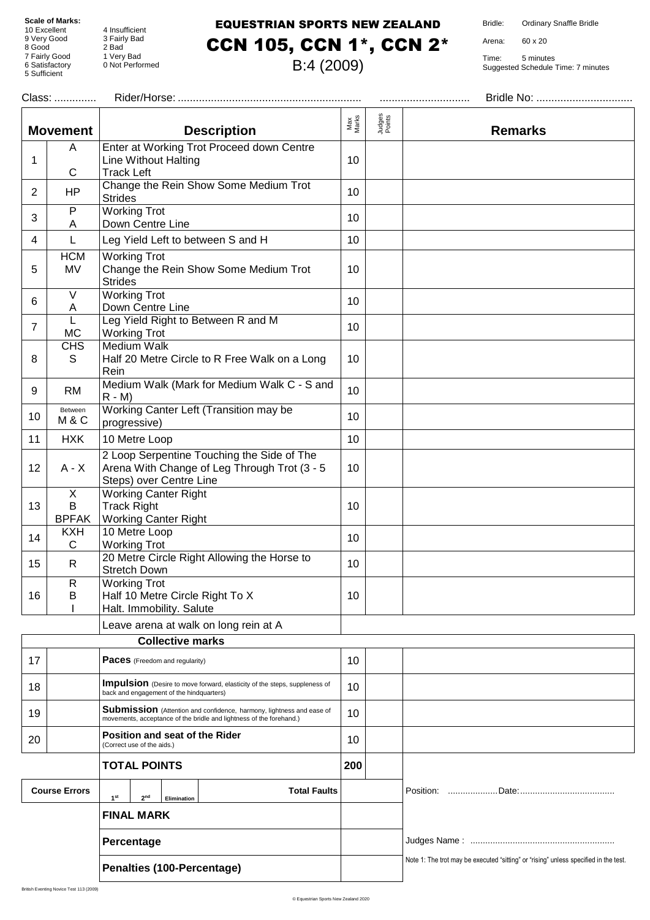**Scale of Marks:**
10 Excellent
9 Very Good
8 Good
7 Fairly Good
6 Satisfactory
5 Sufficient
4 Insufficient
3 Fairly Bad
2 Bad
1 Very Bad
0 Not Performed

# EQUESTRIAN SPORTS NEW ZEALAND
# CCN 105, CCN 1*, CCN 2*
## B:4 (2009)

Bridle: Ordinary Snaffle Bridle
Arena: 60 x 20
Time: 5 minutes
Suggested Schedule Time: 7 minutes

Class: .............. Rider/Horse: ............................................................ .............................. Bridle No: ................................

| | Movement | Description | Max Marks | Judges Points | Remarks |
|---|---|---|---|---|---|
| 1 | A<br>C | Enter at Working Trot Proceed down Centre Line Without Halting<br>Track Left | 10 | | |
| 2 | HP | Change the Rein Show Some Medium Trot Strides | 10 | | |
| 3 | P<br>A | Working Trot<br>Down Centre Line | 10 | | |
| 4 | L | Leg Yield Left to between S and H | 10 | | |
| 5 | HCM<br>MV | Working Trot<br>Change the Rein Show Some Medium Trot Strides | 10 | | |
| 6 | V<br>A | Working Trot<br>Down Centre Line | 10 | | |
| 7 | L<br>MC | Leg Yield Right to Between R and M<br>Working Trot | 10 | | |
| 8 | CHS<br>S | Medium Walk<br>Half 20 Metre Circle to R Free Walk on a Long Rein | 10 | | |
| 9 | RM | Medium Walk (Mark for Medium Walk C - S and R - M) | 10 | | |
| 10 | Between M & C | Working Canter Left (Transition may be progressive) | 10 | | |
| 11 | HXK | 10 Metre Loop | 10 | | |
| 12 | A - X | 2 Loop Serpentine Touching the Side of The Arena With Change of Leg Through Trot (3 - 5 Steps) over Centre Line | 10 | | |
| 13 | X<br>B<br>BPFAK | Working Canter Right<br>Track Right<br>Working Canter Right | 10 | | |
| 14 | KXH<br>C | 10 Metre Loop<br>Working Trot | 10 | | |
| 15 | R | 20 Metre Circle Right Allowing the Horse to Stretch Down | 10 | | |
| 16 | R<br>B<br>I | Working Trot<br>Half 10 Metre Circle Right To X<br>Halt. Immobility. Salute | 10 | | |
| | | Leave arena at walk on long rein at A | | | |
| | | **Collective marks** | | | |
| 17 | | **Paces** (Freedom and regularity) | 10 | | |
| 18 | | **Impulsion** (Desire to move forward, elasticity of the steps, suppleness of back and engagement of the hindquarters) | 10 | | |
| 19 | | **Submission** (Attention and confidence, harmony, lightness and ease of movements, acceptance of the bridle and lightness of the forehand.) | 10 | | |
| 20 | | **Position and seat of the Rider** (Correct use of the aids.) | 10 | | |
| | | **TOTAL POINTS** | 200 | | |
| | **Course Errors** | 1st / 2nd / Elimination — **Total Faults** | | | Position: ....................Date:...................................... |
| | | **FINAL MARK** | | | |
| | | **Percentage** | | | Judges Name : ......................................................... |
| | | **Penalties (100-Percentage)** | | | Note 1: The trot may be executed "sitting" or "rising" unless specified in the test. |

British Eventing Novice Test 113 (2009)

© Equestrian Sports New Zealand 2020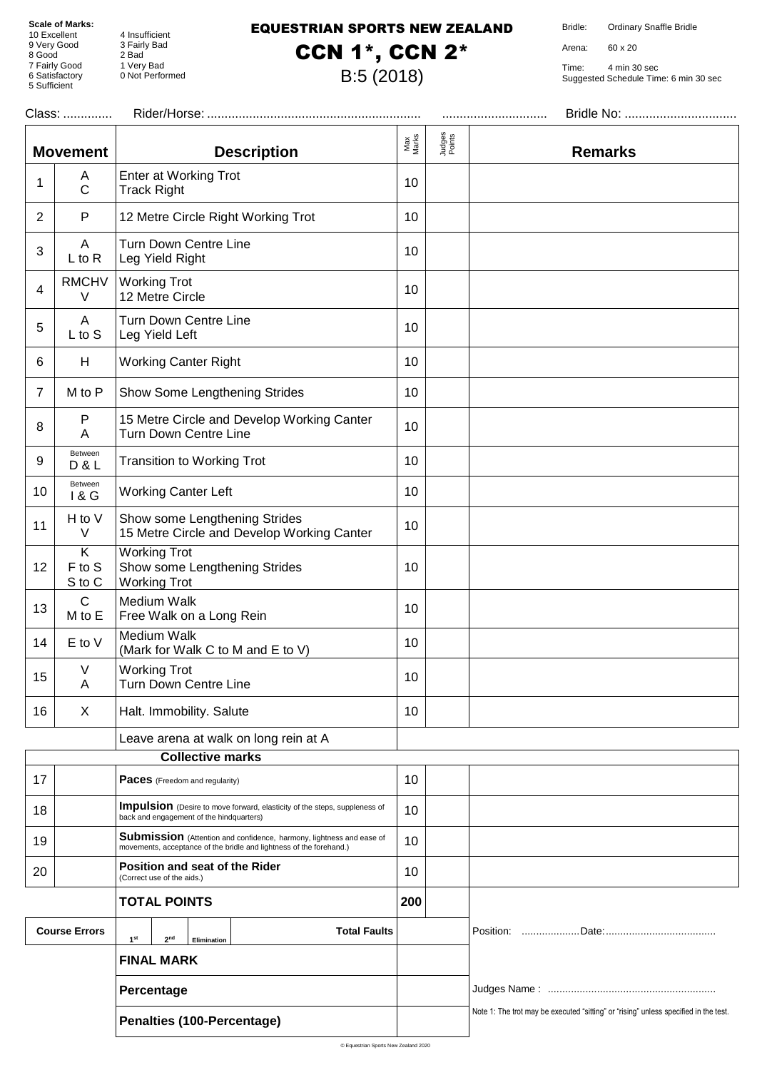**Scale of Marks:**
10 Excellent
9 Very Good
8 Good
7 Fairly Good
6 Satisfactory
5 Sufficient
4 Insufficient
3 Fairly Bad
2 Bad
1 Very Bad
0 Not Performed

# EQUESTRIAN SPORTS NEW ZEALAND

# CCN 1*, CCN 2*

## B:5 (2018)

Bridle: Ordinary Snaffle Bridle
Arena: 60 x 20
Time: 4 min 30 sec
Suggested Schedule Time: 6 min 30 sec

Class: .............. Rider/Horse: ............................................................ .............................. Bridle No: ................................

| | Movement | Description | Max Marks | Judges Points | Remarks |
|---|---|---|---|---|---|
| 1 | A<br>C | Enter at Working Trot<br>Track Right | 10 | | |
| 2 | P | 12 Metre Circle Right Working Trot | 10 | | |
| 3 | A<br>L to R | Turn Down Centre Line<br>Leg Yield Right | 10 | | |
| 4 | RMCHV<br>V | Working Trot<br>12 Metre Circle | 10 | | |
| 5 | A<br>L to S | Turn Down Centre Line<br>Leg Yield Left | 10 | | |
| 6 | H | Working Canter Right | 10 | | |
| 7 | M to P | Show Some Lengthening Strides | 10 | | |
| 8 | P<br>A | 15 Metre Circle and Develop Working Canter<br>Turn Down Centre Line | 10 | | |
| 9 | Between D & L | Transition to Working Trot | 10 | | |
| 10 | Between I & G | Working Canter Left | 10 | | |
| 11 | H to V<br>V | Show some Lengthening Strides<br>15 Metre Circle and Develop Working Canter | 10 | | |
| 12 | K<br>F to S<br>S to C | Working Trot<br>Show some Lengthening Strides<br>Working Trot | 10 | | |
| 13 | C<br>M to E | Medium Walk<br>Free Walk on a Long Rein | 10 | | |
| 14 | E to V | Medium Walk<br>(Mark for Walk C to M and E to V) | 10 | | |
| 15 | V<br>A | Working Trot<br>Turn Down Centre Line | 10 | | |
| 16 | X | Halt. Immobility. Salute | 10 | | |
| | | Leave arena at walk on long rein at A | | | |
| | | **Collective marks** | | | |
| 17 | | **Paces** (Freedom and regularity) | 10 | | |
| 18 | | **Impulsion** (Desire to move forward, elasticity of the steps, suppleness of back and engagement of the hindquarters) | 10 | | |
| 19 | | **Submission** (Attention and confidence, harmony, lightness and ease of movements, acceptance of the bridle and lightness of the forehand.) | 10 | | |
| 20 | | **Position and seat of the Rider** (Correct use of the aids.) | 10 | | |
| | | **TOTAL POINTS** | 200 | | |
| **Course Errors** | | 1st / 2nd / Elimination — **Total Faults** | | | Position: ....................Date:...................................... |
| | | **FINAL MARK** | | | |
| | | **Percentage** | | | Judges Name : ......................................................... |
| | | **Penalties (100-Percentage)** | | | Note 1: The trot may be executed "sitting" or "rising" unless specified in the test. |

© Equestrian Sports New Zealand 2020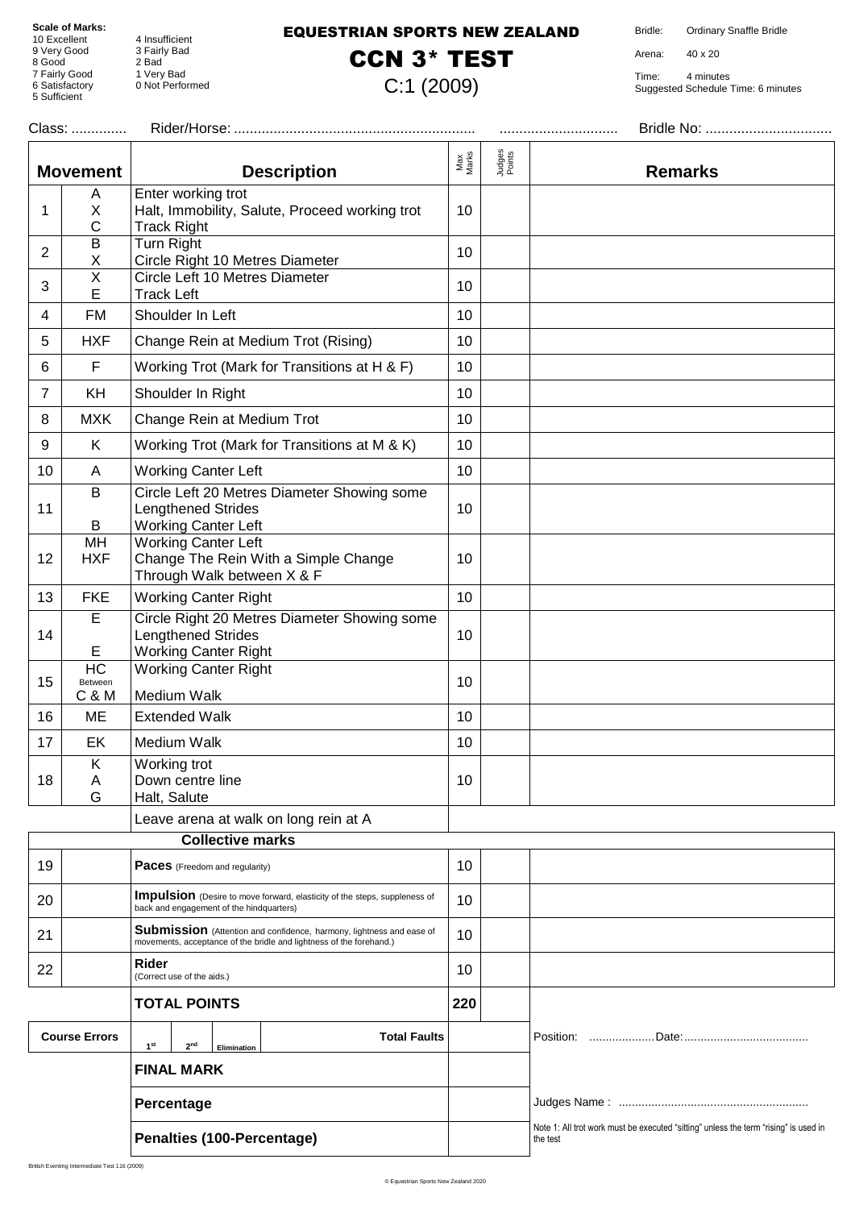**Scale of Marks:**
10 Excellent
9 Very Good
8 Good
7 Fairly Good
6 Satisfactory
5 Sufficient
4 Insufficient
3 Fairly Bad
2 Bad
1 Very Bad
0 Not Performed

# EQUESTRIAN SPORTS NEW ZEALAND

# CCN 3* TEST

## C:1 (2009)

Bridle: Ordinary Snaffle Bridle
Arena: 40 x 20
Time: 4 minutes
Suggested Schedule Time: 6 minutes

Class: .............. Rider/Horse: ............................................................ .............................. Bridle No: ................................

| Movement | | Description | Max Marks | Judges Points | Remarks |
|---|---|---|---|---|---|
| 1 | A<br>X<br>C | Enter working trot<br>Halt, Immobility, Salute, Proceed working trot<br>Track Right | 10 | | |
| 2 | B<br>X | Turn Right<br>Circle Right 10 Metres Diameter | 10 | | |
| 3 | X<br>E | Circle Left 10 Metres Diameter<br>Track Left | 10 | | |
| 4 | FM | Shoulder In Left | 10 | | |
| 5 | HXF | Change Rein at Medium Trot (Rising) | 10 | | |
| 6 | F | Working Trot (Mark for Transitions at H & F) | 10 | | |
| 7 | KH | Shoulder In Right | 10 | | |
| 8 | MXK | Change Rein at Medium Trot | 10 | | |
| 9 | K | Working Trot (Mark for Transitions at M & K) | 10 | | |
| 10 | A | Working Canter Left | 10 | | |
| 11 | B<br><br>B | Circle Left 20 Metres Diameter Showing some Lengthened Strides<br>Working Canter Left | 10 | | |
| 12 | MH<br>HXF | Working Canter Left<br>Change The Rein With a Simple Change Through Walk between X & F | 10 | | |
| 13 | FKE | Working Canter Right | 10 | | |
| 14 | E<br><br>E | Circle Right 20 Metres Diameter Showing some Lengthened Strides<br>Working Canter Right | 10 | | |
| 15 | HC<br>Between<br>C & M | Working Canter Right<br><br>Medium Walk | 10 | | |
| 16 | ME | Extended Walk | 10 | | |
| 17 | EK | Medium Walk | 10 | | |
| 18 | K<br>A<br>G | Working trot<br>Down centre line<br>Halt, Salute | 10 | | |
| | | Leave arena at walk on long rein at A | | | |
| | | **Collective marks** | | | |
| 19 | | **Paces** (Freedom and regularity) | 10 | | |
| 20 | | **Impulsion** (Desire to move forward, elasticity of the steps, suppleness of back and engagement of the hindquarters) | 10 | | |
| 21 | | **Submission** (Attention and confidence, harmony, lightness and ease of movements, acceptance of the bridle and lightness of the forehand.) | 10 | | |
| 22 | | **Rider** (Correct use of the aids.) | 10 | | |
| | | **TOTAL POINTS** | **220** | | |
| **Course Errors** | | 1st / 2nd / Elimination — **Total Faults** | | | Position: ....................Date:...................................... |
| | | **FINAL MARK** | | | |
| | | **Percentage** | | | Judges Name : ......................................................... |
| | | **Penalties (100-Percentage)** | | | Note 1: All trot work must be executed "sitting" unless the term "rising" is used in the test |

British Eventing Intermediate Test 116 (2009)

© Equestrian Sports New Zealand 2020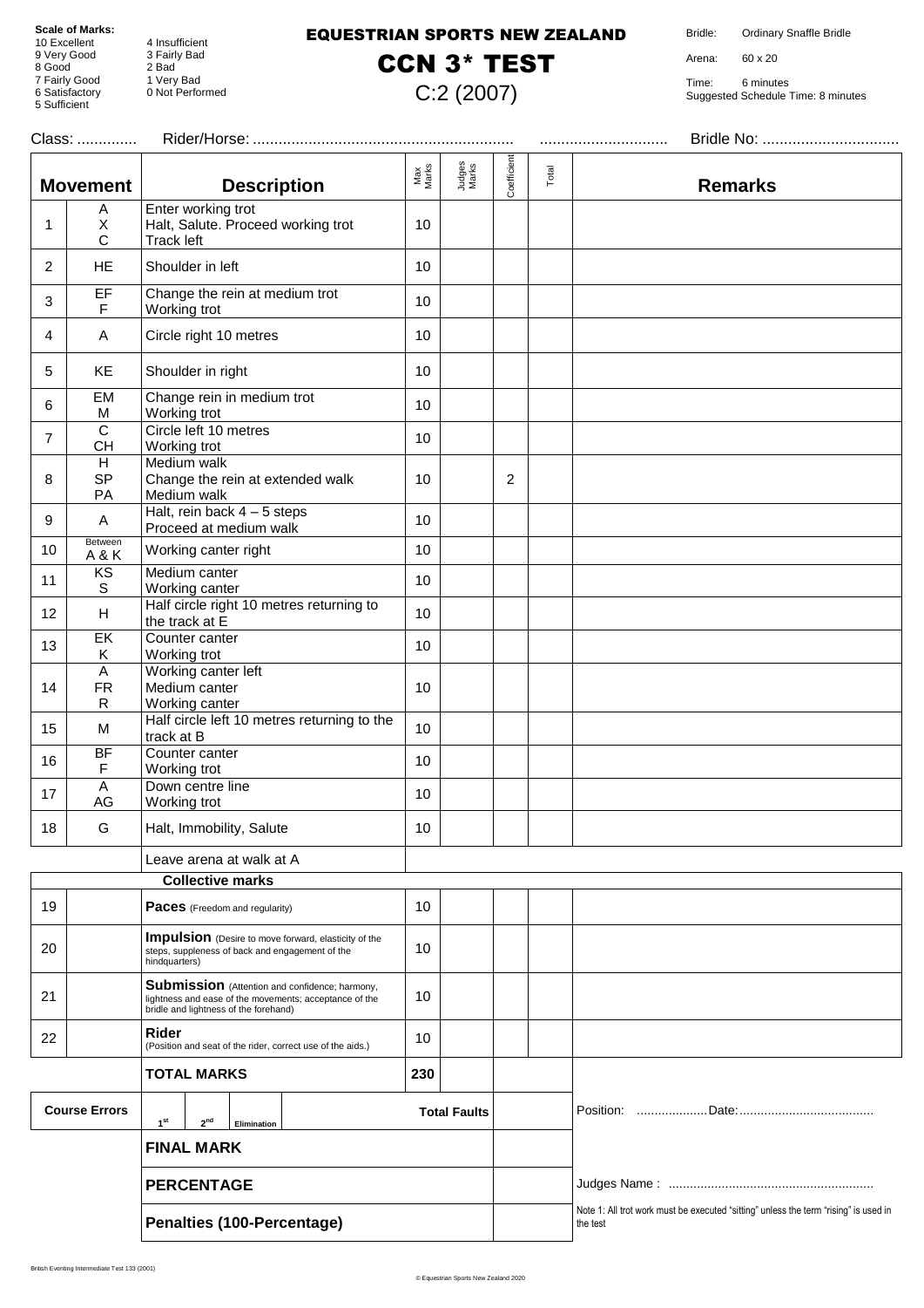**Scale of Marks:**
10 Excellent
9 Very Good
8 Good
7 Fairly Good
6 Satisfactory
5 Sufficient
4 Insufficient
3 Fairly Bad
2 Bad
1 Very Bad
0 Not Performed

# EQUESTRIAN SPORTS NEW ZEALAND

# CCN 3* TEST

## C:2 (2007)

Bridle: Ordinary Snaffle Bridle

Arena: 60 x 20

Time: 6 minutes
Suggested Schedule Time: 8 minutes

Class: .............. Rider/Horse: ............................................................ .............................. Bridle No: ................................

| Movement | | Description | Max Marks | Judges Marks | Coefficient | Total | Remarks |
|---|---|---|---|---|---|---|---|
| 1 | A<br>X<br>C | Enter working trot<br>Halt, Salute. Proceed working trot<br>Track left | 10 | | | | |
| 2 | HE | Shoulder in left | 10 | | | | |
| 3 | EF<br>F | Change the rein at medium trot<br>Working trot | 10 | | | | |
| 4 | A | Circle right 10 metres | 10 | | | | |
| 5 | KE | Shoulder in right | 10 | | | | |
| 6 | EM<br>M | Change rein in medium trot<br>Working trot | 10 | | | | |
| 7 | C<br>CH | Circle left 10 metres<br>Working trot | 10 | | | | |
| 8 | H<br>SP<br>PA | Medium walk<br>Change the rein at extended walk<br>Medium walk | 10 | | 2 | | |
| 9 | A | Halt, rein back 4 – 5 steps<br>Proceed at medium walk | 10 | | | | |
| 10 | Between A & K | Working canter right | 10 | | | | |
| 11 | KS<br>S | Medium canter<br>Working canter | 10 | | | | |
| 12 | H | Half circle right 10 metres returning to the track at E | 10 | | | | |
| 13 | EK<br>K | Counter canter<br>Working trot | 10 | | | | |
| 14 | A<br>FR<br>R | Working canter left<br>Medium canter<br>Working canter | 10 | | | | |
| 15 | M | Half circle left 10 metres returning to the track at B | 10 | | | | |
| 16 | BF<br>F | Counter canter<br>Working trot | 10 | | | | |
| 17 | A<br>AG | Down centre line<br>Working trot | 10 | | | | |
| 18 | G | Halt, Immobility, Salute | 10 | | | | |
| | | Leave arena at walk at A | | | | | |
| | | **Collective marks** | | | | | |
| 19 | | **Paces** (Freedom and regularity) | 10 | | | | |
| 20 | | **Impulsion** (Desire to move forward, elasticity of the steps, suppleness of back and engagement of the hindquarters) | 10 | | | | |
| 21 | | **Submission** (Attention and confidence; harmony, lightness and ease of the movements; acceptance of the bridle and lightness of the forehand) | 10 | | | | |
| 22 | | **Rider** (Position and seat of the rider, correct use of the aids.) | 10 | | | | |
| | | **TOTAL MARKS** | 230 | | | | |
| **Course Errors** | | 1st 2nd Elimination | | **Total Faults** | | | Position: ...................Date:..................................... |
| | | **FINAL MARK** | | | | | |
| | | **PERCENTAGE** | | | | | Judges Name : ......................................................... |
| | | **Penalties (100-Percentage)** | | | | | Note 1: All trot work must be executed "sitting" unless the term "rising" is used in the test |

British Eventing Intermediate Test 133 (2001)

© Equestrian Sports New Zealand 2020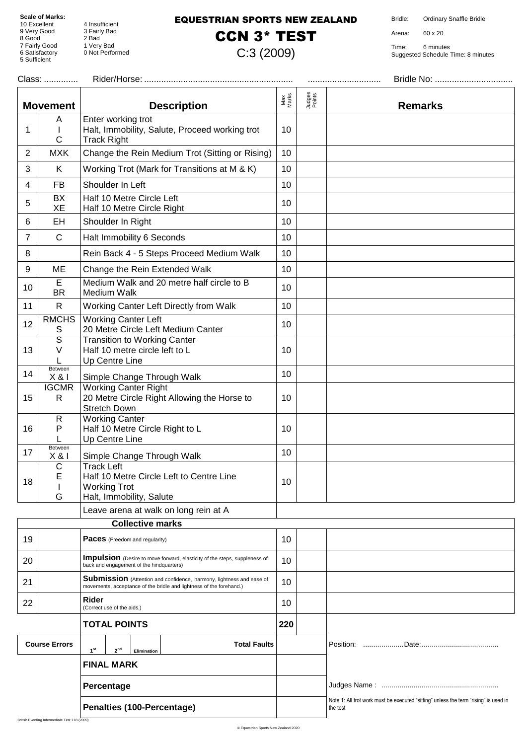**Scale of Marks:**
10 Excellent
9 Very Good
8 Good
7 Fairly Good
6 Satisfactory
5 Sufficient
4 Insufficient
3 Fairly Bad
2 Bad
1 Very Bad
0 Not Performed

# EQUESTRIAN SPORTS NEW ZEALAND

# CCN 3* TEST

## C:3 (2009)

Bridle: Ordinary Snaffle Bridle
Arena: 60 x 20
Time: 6 minutes
Suggested Schedule Time: 8 minutes

Class: .............. Rider/Horse: ............................................................. .............................. Bridle No: ................................

| | Movement | Description | Max Marks | Judges Points | Remarks |
|---|---|---|---|---|---|
| 1 | A<br>I<br>C | Enter working trot<br>Halt, Immobility, Salute, Proceed working trot<br>Track Right | 10 | | |
| 2 | MXK | Change the Rein Medium Trot (Sitting or Rising) | 10 | | |
| 3 | K | Working Trot (Mark for Transitions at M & K) | 10 | | |
| 4 | FB | Shoulder In Left | 10 | | |
| 5 | BX<br>XE | Half 10 Metre Circle Left<br>Half 10 Metre Circle Right | 10 | | |
| 6 | EH | Shoulder In Right | 10 | | |
| 7 | C | Halt Immobility 6 Seconds | 10 | | |
| 8 | | Rein Back 4 - 5 Steps Proceed Medium Walk | 10 | | |
| 9 | ME | Change the Rein Extended Walk | 10 | | |
| 10 | E<br>BR | Medium Walk and 20 metre half circle to B<br>Medium Walk | 10 | | |
| 11 | R | Working Canter Left Directly from Walk | 10 | | |
| 12 | RMCHS<br>S | Working Canter Left<br>20 Metre Circle Left Medium Canter | 10 | | |
| 13 | S<br>V<br>L | Transition to Working Canter<br>Half 10 metre circle left to L<br>Up Centre Line | 10 | | |
| 14 | Between<br>X & I | Simple Change Through Walk | 10 | | |
| 15 | IGCMR<br>R | Working Canter Right<br>20 Metre Circle Right Allowing the Horse to Stretch Down | 10 | | |
| 16 | R<br>P<br>L | Working Canter<br>Half 10 Metre Circle Right to L<br>Up Centre Line | 10 | | |
| 17 | Between<br>X & I | Simple Change Through Walk | 10 | | |
| 18 | C<br>E<br>I<br>G | Track Left<br>Half 10 Metre Circle Left to Centre Line<br>Working Trot<br>Halt, Immobility, Salute | 10 | | |
| | | Leave arena at walk on long rein at A | | | |
| | | **Collective marks** | | | |
| 19 | | **Paces** (Freedom and regularity) | 10 | | |
| 20 | | **Impulsion** (Desire to move forward, elasticity of the steps, suppleness of back and engagement of the hindquarters) | 10 | | |
| 21 | | **Submission** (Attention and confidence, harmony, lightness and ease of movements, acceptance of the bridle and lightness of the forehand.) | 10 | | |
| 22 | | **Rider** (Correct use of the aids.) | 10 | | |
| | | **TOTAL POINTS** | 220 | | |
| | Course Errors | 1st / 2nd / Elimination — Total Faults | | | Position: ....................Date:...................................... |
| | | **FINAL MARK** | | | |
| | | **Percentage** | | | Judges Name : ......................................................... |
| | | **Penalties (100-Percentage)** | | | Note 1: All trot work must be executed "sitting" unless the term "rising" is used in the test |

British Eventing Intermediate Test 118 (2009)

© Equestrian Sports New Zealand 2020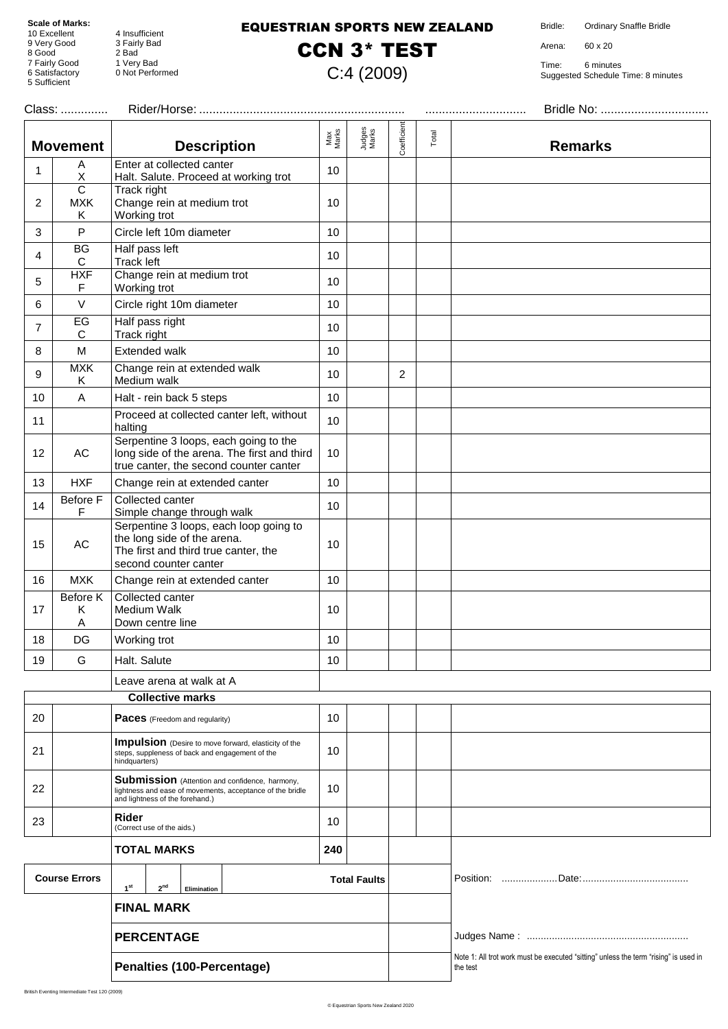**Scale of Marks:**
10 Excellent
9 Very Good
8 Good
7 Fairly Good
6 Satisfactory
5 Sufficient
4 Insufficient
3 Fairly Bad
2 Bad
1 Very Bad
0 Not Performed

# EQUESTRIAN SPORTS NEW ZEALAND

# CCN 3* TEST

## C:4 (2009)

Bridle: Ordinary Snaffle Bridle
Arena: 60 x 20
Time: 6 minutes
Suggested Schedule Time: 8 minutes

Class: .............. Rider/Horse: ............................................................ .............................. Bridle No: ................................

| | Movement | Description | Max Marks | Judges Marks | Coefficient | Total | Remarks |
|---|---|---|---|---|---|---|---|
| 1 | A<br>X | Enter at collected canter<br>Halt. Salute. Proceed at working trot | 10 | | | | |
| 2 | C<br>MXK<br>K | Track right<br>Change rein at medium trot<br>Working trot | 10 | | | | |
| 3 | P | Circle left 10m diameter | 10 | | | | |
| 4 | BG<br>C | Half pass left<br>Track left | 10 | | | | |
| 5 | HXF<br>F | Change rein at medium trot<br>Working trot | 10 | | | | |
| 6 | V | Circle right 10m diameter | 10 | | | | |
| 7 | EG<br>C | Half pass right<br>Track right | 10 | | | | |
| 8 | M | Extended walk | 10 | | | | |
| 9 | MXK<br>K | Change rein at extended walk<br>Medium walk | 10 | | 2 | | |
| 10 | A | Halt - rein back 5 steps | 10 | | | | |
| 11 | | Proceed at collected canter left, without halting | 10 | | | | |
| 12 | AC | Serpentine 3 loops, each going to the long side of the arena. The first and third true canter, the second counter canter | 10 | | | | |
| 13 | HXF | Change rein at extended canter | 10 | | | | |
| 14 | Before F<br>F | Collected canter<br>Simple change through walk | 10 | | | | |
| 15 | AC | Serpentine 3 loops, each loop going to the long side of the arena. The first and third true canter, the second counter canter | 10 | | | | |
| 16 | MXK | Change rein at extended canter | 10 | | | | |
| 17 | Before K<br>K<br>A | Collected canter<br>Medium Walk<br>Down centre line | 10 | | | | |
| 18 | DG | Working trot | 10 | | | | |
| 19 | G | Halt. Salute | 10 | | | | |
| | | Leave arena at walk at A | | | | | |
| | | **Collective marks** | | | | | |
| 20 | | **Paces** (Freedom and regularity) | 10 | | | | |
| 21 | | **Impulsion** (Desire to move forward, elasticity of the steps, suppleness of the back and engagement of the hindquarters) | 10 | | | | |
| 22 | | **Submission** (Attention and confidence, harmony, lightness and ease of movements, acceptance of the bridle and lightness of the forehand.) | 10 | | | | |
| 23 | | **Rider** (Correct use of the aids.) | 10 | | | | |
| | | **TOTAL MARKS** | 240 | | | | |
| | Course Errors | 1st 2nd Elimination | | Total Faults | | | Position: ....................Date:...................................... |
| | | **FINAL MARK** | | | | | |
| | | **PERCENTAGE** | | | | | Judges Name : ......................................................... |
| | | **Penalties (100-Percentage)** | | | | | Note 1: All trot work must be executed "sitting" unless the term "rising" is used in the test |

British Eventing Intermediate Test 120 (2009)

© Equestrian Sports New Zealand 2020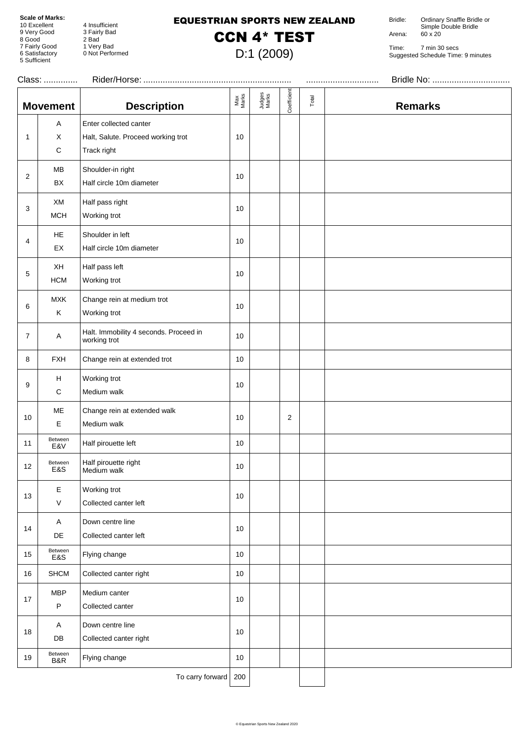**Scale of Marks:**
10 Excellent
9 Very Good
8 Good
7 Fairly Good
6 Satisfactory
5 Sufficient
4 Insufficient
3 Fairly Bad
2 Bad
1 Very Bad
0 Not Performed

# EQUESTRIAN SPORTS NEW ZEALAND

## CCN 4* TEST

### D:1 (2009)

Bridle: Ordinary Snaffle Bridle or Simple Double Bridle
Arena: 60 x 20

Time: 7 min 30 secs
Suggested Schedule Time: 9 minutes

Class: .............. Rider/Horse: ............................................................ .............................. Bridle No: ................................

| Movement | | Description | Max Marks | Judges Marks | Coefficient | Total | Remarks |
|---|---|---|---|---|---|---|---|
| 1 | A<br>X<br>C | Enter collected canter<br>Halt, Salute. Proceed working trot<br>Track right | 10 | | | | |
| 2 | MB<br>BX | Shoulder-in right<br>Half circle 10m diameter | 10 | | | | |
| 3 | XM<br>MCH | Half pass right<br>Working trot | 10 | | | | |
| 4 | HE<br>EX | Shoulder in left<br>Half circle 10m diameter | 10 | | | | |
| 5 | XH<br>HCM | Half pass left<br>Working trot | 10 | | | | |
| 6 | MXK<br>K | Change rein at medium trot<br>Working trot | 10 | | | | |
| 7 | A | Halt. Immobility 4 seconds. Proceed in working trot | 10 | | | | |
| 8 | FXH | Change rein at extended trot | 10 | | | | |
| 9 | H<br>C | Working trot<br>Medium walk | 10 | | | | |
| 10 | ME<br>E | Change rein at extended walk<br>Medium walk | 10 | | 2 | | |
| 11 | Between E&V | Half pirouette left | 10 | | | | |
| 12 | Between E&S | Half pirouette right<br>Medium walk | 10 | | | | |
| 13 | E<br>V | Working trot<br>Collected canter left | 10 | | | | |
| 14 | A<br>DE | Down centre line<br>Collected canter left | 10 | | | | |
| 15 | Between E&S | Flying change | 10 | | | | |
| 16 | SHCM | Collected canter right | 10 | | | | |
| 17 | MBP<br>P | Medium canter<br>Collected canter | 10 | | | | |
| 18 | A<br>DB | Down centre line<br>Collected canter right | 10 | | | | |
| 19 | Between B&R | Flying change | 10 | | | | |
| | | To carry forward | 200 | | | | |

© Equestrian Sports New Zealand 2020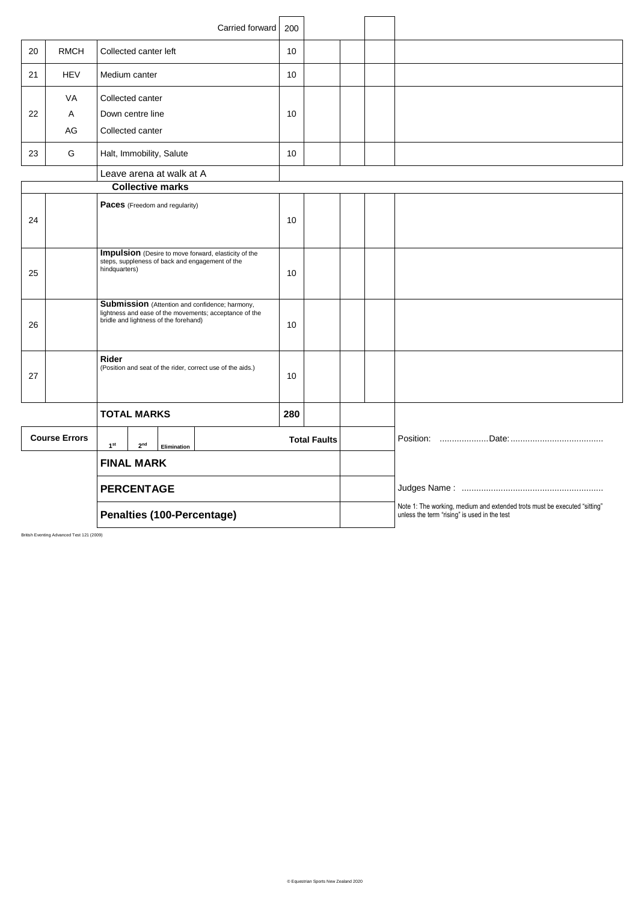| | | | | | | | |
|---|---|---|---|---|---|---|---|
| | | Carried forward | 200 | | | | |
| 20 | RMCH | Collected canter left | 10 | | | | |
| 21 | HEV | Medium canter | 10 | | | | |
| 22 | VA<br>A<br>AG | Collected canter<br>Down centre line<br>Collected canter | 10 | | | | |
| 23 | G | Halt, Immobility, Salute | 10 | | | | |
| | | Leave arena at walk at A | | | | | |
| | | **Collective marks** | | | | | |
| 24 | | **Paces** (Freedom and regularity) | 10 | | | | |
| 25 | | **Impulsion** (Desire to move forward, elasticity of the steps, suppleness of back and engagement of the hindquarters) | 10 | | | | |
| 26 | | **Submission** (Attention and confidence; harmony, lightness and ease of the movements; acceptance of the bridle and lightness of the forehand) | 10 | | | | |
| 27 | | **Rider** (Position and seat of the rider, correct use of the aids.) | 10 | | | | |
| | | **TOTAL MARKS** | **280** | | | | |
| **Course Errors** | | 1st / 2nd / Elimination | **Total Faults** | | | | Position: ....................Date:...................................... |
| | | **FINAL MARK** | | | | | |
| | | **PERCENTAGE** | | | | | Judges Name : ......................................................... |
| | | **Penalties (100-Percentage)** | | | | | Note 1: The working, medium and extended trots must be executed "sitting" unless the term "rising" is used in the test |

British Eventing Advanced Test 121 (2009)

© Equestrian Sports New Zealand 2020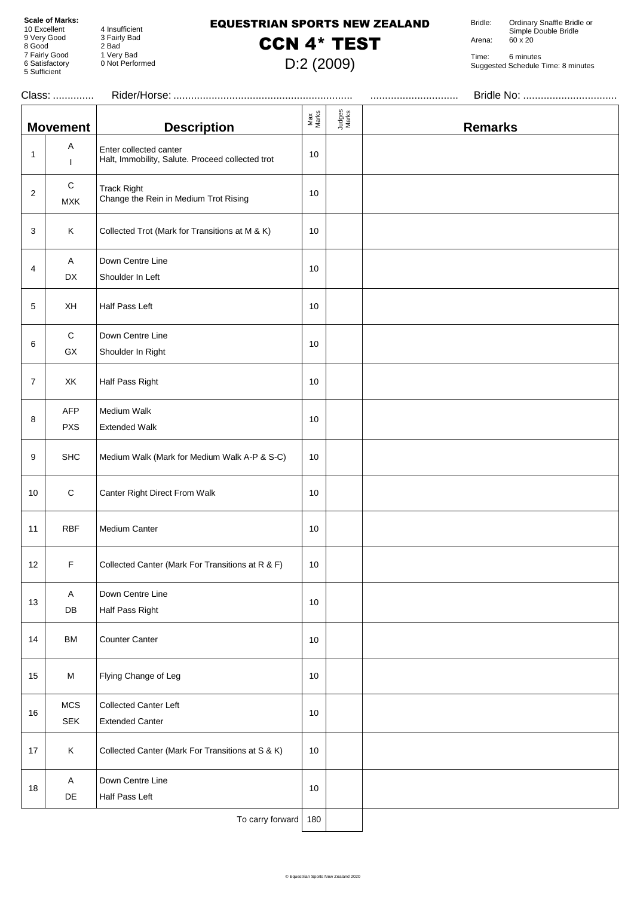**Scale of Marks:**
10 Excellent
9 Very Good
8 Good
7 Fairly Good
6 Satisfactory
5 Sufficient
4 Insufficient
3 Fairly Bad
2 Bad
1 Very Bad
0 Not Performed

# EQUESTRIAN SPORTS NEW ZEALAND

# CCN 4* TEST

## D:2 (2009)

Bridle: Ordinary Snaffle Bridle or Simple Double Bridle
Arena: 60 x 20

Time: 6 minutes
Suggested Schedule Time: 8 minutes

Class: .............. Rider/Horse: ............................................................. .............................. Bridle No: ................................

| | Movement | Description | Max Marks | Judges Marks | Remarks |
|---|---|---|---|---|---|
| 1 | A<br>I | Enter collected canter<br>Halt, Immobility, Salute. Proceed collected trot | 10 | | |
| 2 | C<br>MXK | Track Right<br>Change the Rein in Medium Trot Rising | 10 | | |
| 3 | K | Collected Trot (Mark for Transitions at M & K) | 10 | | |
| 4 | A<br>DX | Down Centre Line<br>Shoulder In Left | 10 | | |
| 5 | XH | Half Pass Left | 10 | | |
| 6 | C<br>GX | Down Centre Line<br>Shoulder In Right | 10 | | |
| 7 | XK | Half Pass Right | 10 | | |
| 8 | AFP<br>PXS | Medium Walk<br>Extended Walk | 10 | | |
| 9 | SHC | Medium Walk (Mark for Medium Walk A-P & S-C) | 10 | | |
| 10 | C | Canter Right Direct From Walk | 10 | | |
| 11 | RBF | Medium Canter | 10 | | |
| 12 | F | Collected Canter (Mark For Transitions at R & F) | 10 | | |
| 13 | A<br>DB | Down Centre Line<br>Half Pass Right | 10 | | |
| 14 | BM | Counter Canter | 10 | | |
| 15 | M | Flying Change of Leg | 10 | | |
| 16 | MCS<br>SEK | Collected Canter Left<br>Extended Canter | 10 | | |
| 17 | K | Collected Canter (Mark For Transitions at S & K) | 10 | | |
| 18 | A<br>DE | Down Centre Line<br>Half Pass Left | 10 | | |
| | | To carry forward | 180 | | |

© Equestrian Sports New Zealand 2020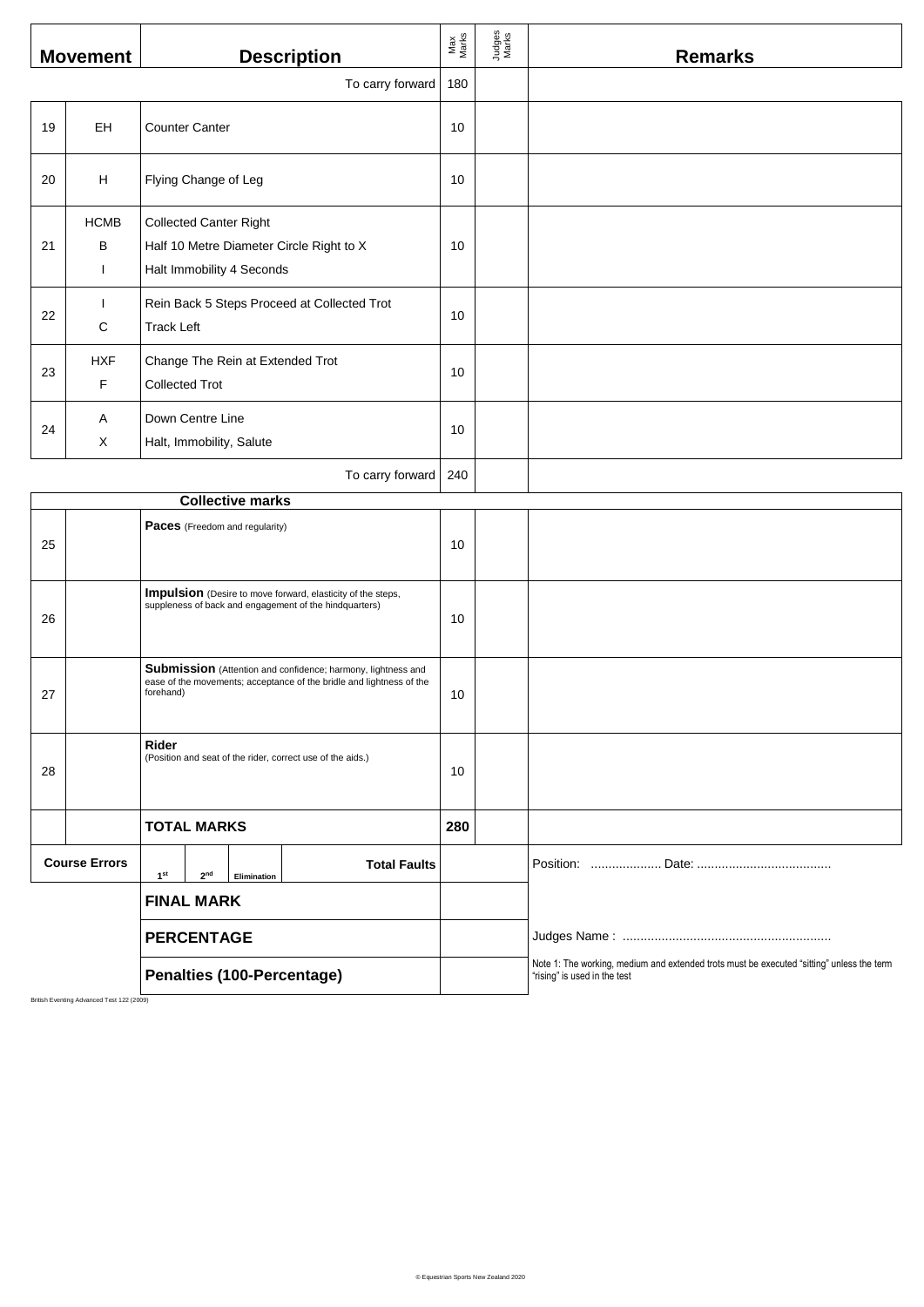| Movement | | Description | Max Marks | Judges Marks | Remarks |
|---|---|---|---|---|---|
| | | To carry forward | 180 | | |
| 19 | EH | Counter Canter | 10 | | |
| 20 | H | Flying Change of Leg | 10 | | |
| 21 | HCMB<br>B<br>I | Collected Canter Right<br>Half 10 Metre Diameter Circle Right to X<br>Halt Immobility 4 Seconds | 10 | | |
| 22 | I<br>C | Rein Back 5 Steps Proceed at Collected Trot<br>Track Left | 10 | | |
| 23 | HXF<br>F | Change The Rein at Extended Trot<br>Collected Trot | 10 | | |
| 24 | A<br>X | Down Centre Line<br>Halt, Immobility, Salute | 10 | | |
| | | To carry forward | 240 | | |

| | | Collective marks | | | |
|---|---|---|---|---|---|
| 25 | | **Paces** (Freedom and regularity) | 10 | | |
| 26 | | **Impulsion** (Desire to move forward, elasticity of the steps, suppleness of back and engagement of the hindquarters) | 10 | | |
| 27 | | **Submission** (Attention and confidence; harmony, lightness and ease of the movements; acceptance of the bridle and lightness of the forehand) | 10 | | |
| 28 | | **Rider** (Position and seat of the rider, correct use of the aids.) | 10 | | |
| | | **TOTAL MARKS** | **280** | | |

| Course Errors | 1st | 2nd | Elimination | Total Faults | | Position: .................... Date: ...................................... |
|---|---|---|---|---|---|---|
| | **FINAL MARK** | | | | | |
| | **PERCENTAGE** | | | | | Judges Name : ........................................................... |
| | **Penalties (100-Percentage)** | | | | | Note 1: The working, medium and extended trots must be executed "sitting" unless the term "rising" is used in the test |

British Eventing Advanced Test 122 (2009)

© Equestrian Sports New Zealand 2020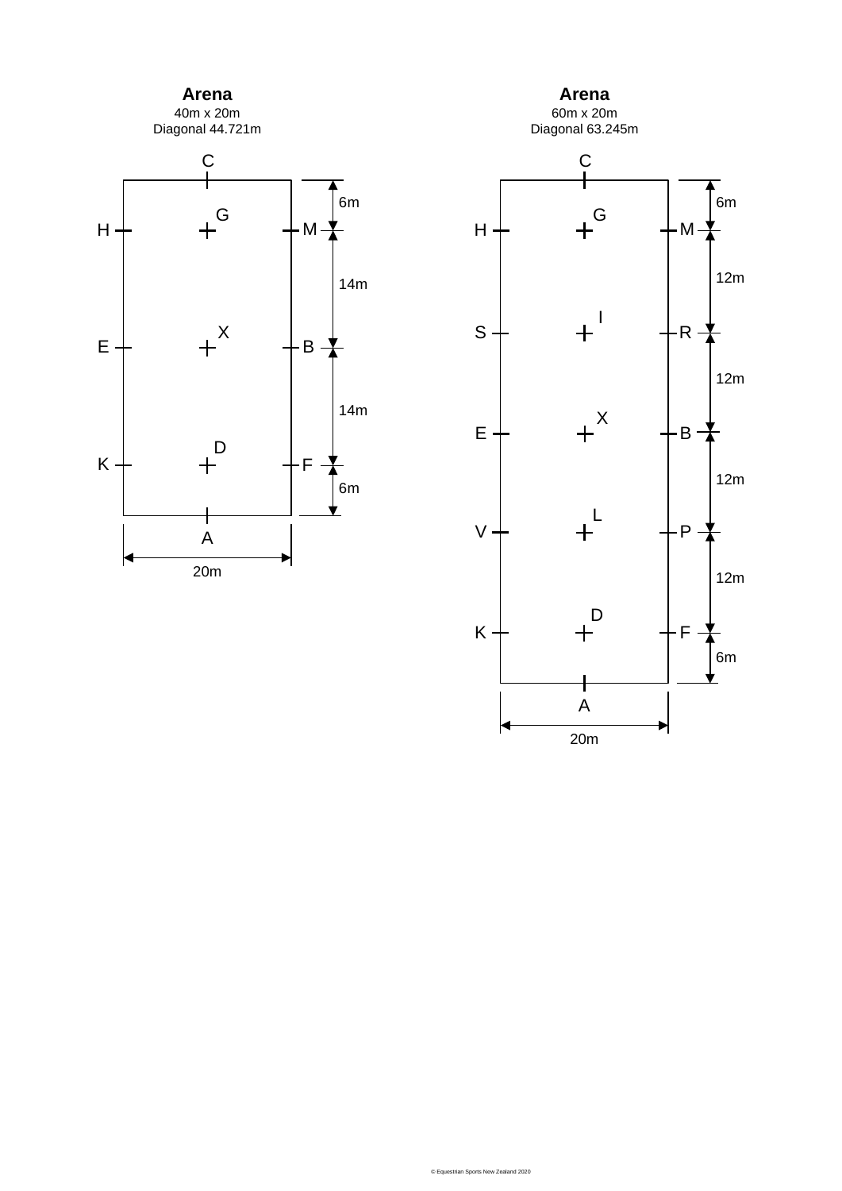**Arena**

40m x 20m

Diagonal 44.721m

C

H G M

6m

14m

E X B

14m

K D F

6m

A

20m

**Arena**

60m x 20m

Diagonal 63.245m

C

H G M

6m

12m

S I R

12m

E X B

12m

V L P

12m

K D F

6m

A

20m